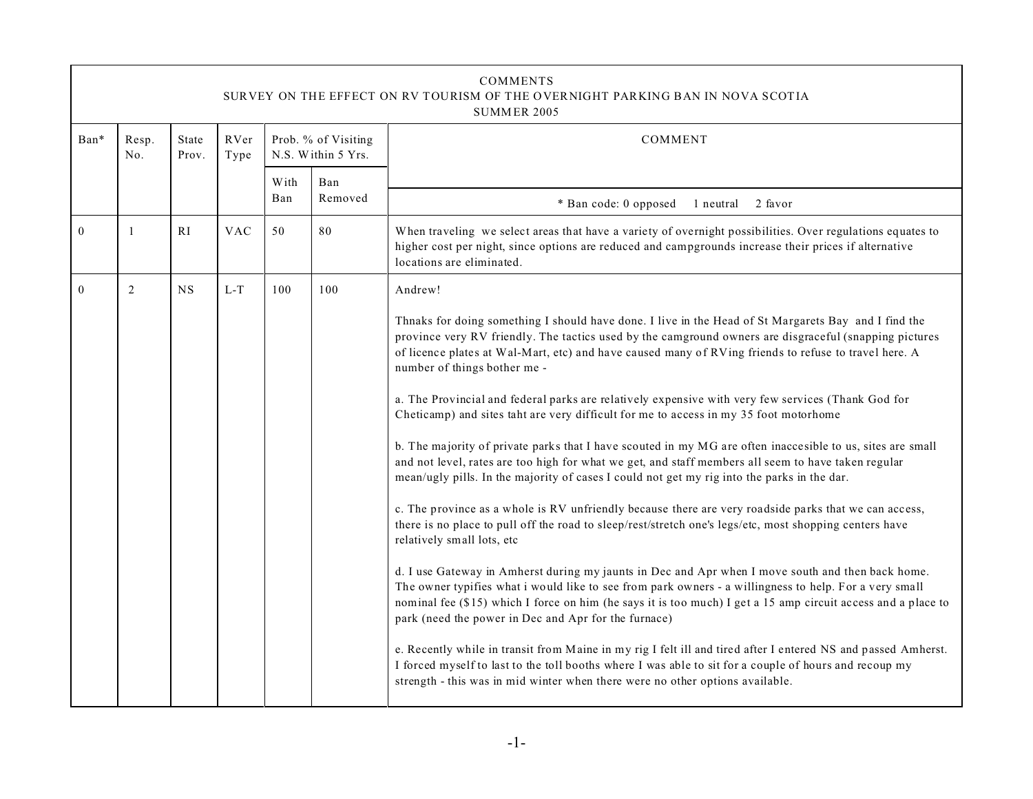COMMENTS
SURVEY ON THE EFFECT ON RV TOURISM OF THE OVERNIGHT PARKING BAN IN NOVA SCOTIA
SUMMER 2005

| Ban* | Resp. No. | State Prov. | RVer Type | Prob. % of Visiting N.S. Within 5 Yrs. | | COMMENT |
|---|---|---|---|---|---|---|
| | | | | With Ban | Ban Removed | * Ban code: 0 opposed 1 neutral 2 favor |
| 0 | 1 | RI | VAC | 50 | 80 | When traveling we select areas that have a variety of overnight possibilities. Over regulations equates to higher cost per night, since options are reduced and campgrounds increase their prices if alternative locations are eliminated. |
| 0 | 2 | NS | L-T | 100 | 100 | Andrew!<br><br>Thnaks for doing something I should have done. I live in the Head of St Margarets Bay and I find the province very RV friendly. The tactics used by the camground owners are disgraceful (snapping pictures of licence plates at Wal-Mart, etc) and have caused many of RVing friends to refuse to travel here. A number of things bother me -<br><br>a. The Provincial and federal parks are relatively expensive with very few services (Thank God for Cheticamp) and sites taht are very difficult for me to access in my 35 foot motorhome<br><br>b. The majority of private parks that I have scouted in my MG are often inaccesible to us, sites are small and not level, rates are too high for what we get, and staff members all seem to have taken regular mean/ugly pills. In the majority of cases I could not get my rig into the parks in the dar.<br><br>c. The province as a whole is RV unfriendly because there are very roadside parks that we can access, there is no place to pull off the road to sleep/rest/stretch one's legs/etc, most shopping centers have relatively small lots, etc<br><br>d. I use Gateway in Amherst during my jaunts in Dec and Apr when I move south and then back home. The owner typifies what i would like to see from park owners - a willingness to help. For a very small nominal fee ($15) which I force on him (he says it is too much) I get a 15 amp circuit access and a place to park (need the power in Dec and Apr for the furnace)<br><br>e. Recently while in transit from Maine in my rig I felt ill and tired after I entered NS and passed Amherst. I forced myself to last to the toll booths where I was able to sit for a couple of hours and recoup my strength - this was in mid winter when there were no other options available. |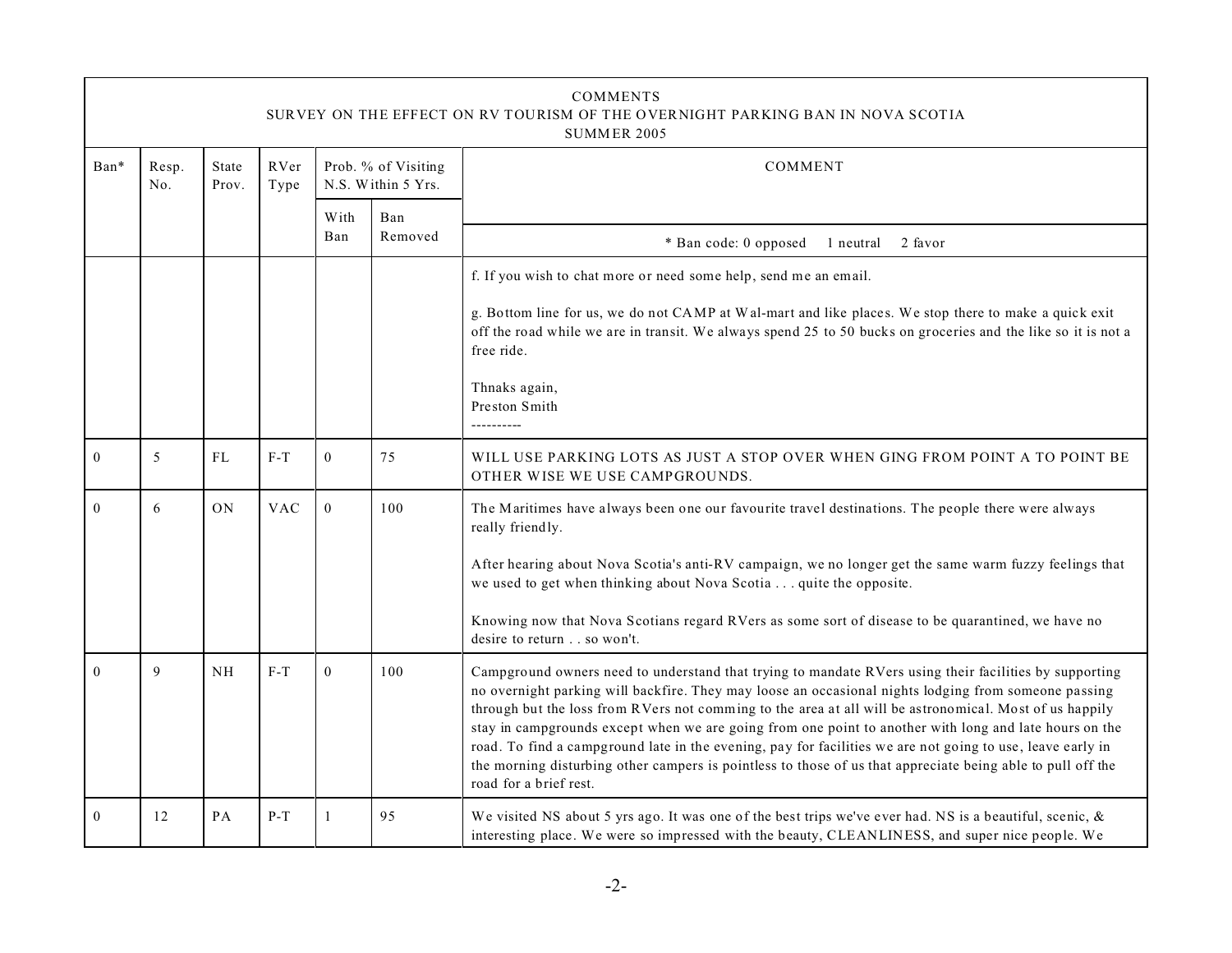COMMENTS
SURVEY ON THE EFFECT ON RV TOURISM OF THE OVERNIGHT PARKING BAN IN NOVA SCOTIA
SUMMER 2005

| Ban* | Resp. No. | State Prov. | RVer Type | Prob. % of Visiting N.S. Within 5 Yrs. | | COMMENT |
|---|---|---|---|---|---|---|
| | | | | With Ban | Ban Removed | * Ban code: 0 opposed 1 neutral 2 favor |
| | | | | | | f. If you wish to chat more or need some help, send me an email.<br><br>g. Bottom line for us, we do not CAMP at Wal-mart and like places. We stop there to make a quick exit off the road while we are in transit. We always spend 25 to 50 bucks on groceries and the like so it is not a free ride.<br><br>Thnaks again,<br>Preston Smith<br>---------- |
| 0 | 5 | FL | F-T | 0 | 75 | WILL USE PARKING LOTS AS JUST A STOP OVER WHEN GING FROM POINT A TO POINT BE OTHER WISE WE USE CAMPGROUNDS. |
| 0 | 6 | ON | VAC | 0 | 100 | The Maritimes have always been one our favourite travel destinations. The people there were always really friendly.<br><br>After hearing about Nova Scotia's anti-RV campaign, we no longer get the same warm fuzzy feelings that we used to get when thinking about Nova Scotia . . . quite the opposite.<br><br>Knowing now that Nova Scotians regard RVers as some sort of disease to be quarantined, we have no desire to return . . so won't. |
| 0 | 9 | NH | F-T | 0 | 100 | Campground owners need to understand that trying to mandate RVers using their facilities by supporting no overnight parking will backfire. They may loose an occasional nights lodging from someone passing through but the loss from RVers not comming to the area at all will be astronomical. Most of us happily stay in campgrounds except when we are going from one point to another with long and late hours on the road. To find a campground late in the evening, pay for facilities we are not going to use, leave early in the morning disturbing other campers is pointless to those of us that appreciate being able to pull off the road for a brief rest. |
| 0 | 12 | PA | P-T | 1 | 95 | We visited NS about 5 yrs ago. It was one of the best trips we've ever had. NS is a beautiful, scenic, & interesting place. We were so impressed with the beauty, CLEANLINESS, and super nice people. We |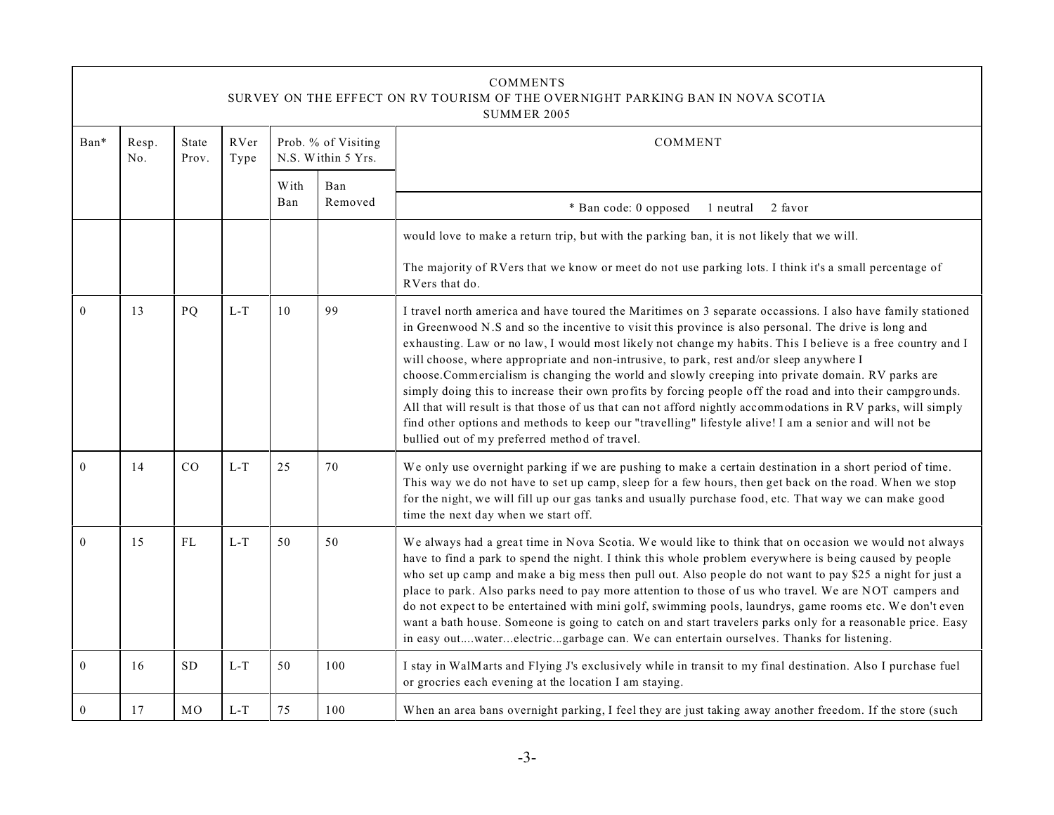| COMMENTS<br>SURVEY ON THE EFFECT ON RV TOURISM OF THE OVERNIGHT PARKING BAN IN NOVA SCOTIA<br>SUMMER 2005 | | | | | | |
|---|---|---|---|---|---|---|
| Ban* | Resp. No. | State Prov. | RVer Type | Prob. % of Visiting N.S. Within 5 Yrs. | | COMMENT |
| | | | | With Ban | Ban Removed | * Ban code: 0 opposed 1 neutral 2 favor |
| | | | | | | would love to make a return trip, but with the parking ban, it is not likely that we will.<br><br>The majority of RVers that we know or meet do not use parking lots. I think it's a small percentage of RVers that do. |
| 0 | 13 | PQ | L-T | 10 | 99 | I travel north america and have toured the Maritimes on 3 separate occassions. I also have family stationed in Greenwood N.S and so the incentive to visit this province is also personal. The drive is long and exhausting. Law or no law, I would most likely not change my habits. This I believe is a free country and I will choose, where appropriate and non-intrusive, to park, rest and/or sleep anywhere I choose.Commercialism is changing the world and slowly creeping into private domain. RV parks are simply doing this to increase their own profits by forcing people off the road and into their campgrounds. All that will result is that those of us that can not afford nightly accommodations in RV parks, will simply find other options and methods to keep our "travelling" lifestyle alive! I am a senior and will not be bullied out of my preferred method of travel. |
| 0 | 14 | CO | L-T | 25 | 70 | We only use overnight parking if we are pushing to make a certain destination in a short period of time. This way we do not have to set up camp, sleep for a few hours, then get back on the road. When we stop for the night, we will fill up our gas tanks and usually purchase food, etc. That way we can make good time the next day when we start off. |
| 0 | 15 | FL | L-T | 50 | 50 | We always had a great time in Nova Scotia. We would like to think that on occasion we would not always have to find a park to spend the night. I think this whole problem everywhere is being caused by people who set up camp and make a big mess then pull out. Also people do not want to pay $25 a night for just a place to park. Also parks need to pay more attention to those of us who travel. We are NOT campers and do not expect to be entertained with mini golf, swimming pools, laundrys, game rooms etc. We don't even want a bath house. Someone is going to catch on and start travelers parks only for a reasonable price. Easy in easy out....water...electric...garbage can. We can entertain ourselves. Thanks for listening. |
| 0 | 16 | SD | L-T | 50 | 100 | I stay in WalMarts and Flying J's exclusively while in transit to my final destination. Also I purchase fuel or grocries each evening at the location I am staying. |
| 0 | 17 | MO | L-T | 75 | 100 | When an area bans overnight parking, I feel they are just taking away another freedom. If the store (such |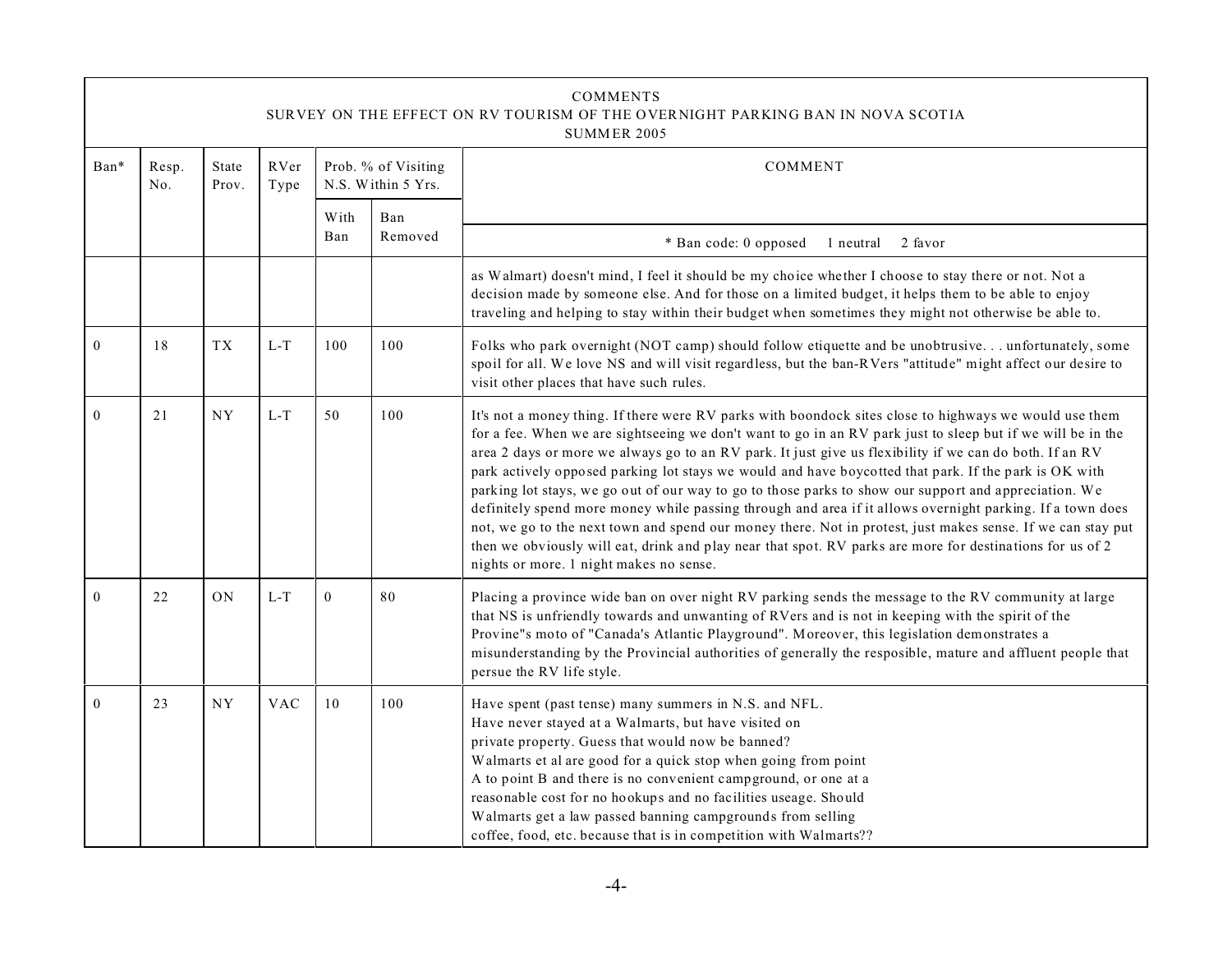COMMENTS
SURVEY ON THE EFFECT ON RV TOURISM OF THE OVERNIGHT PARKING BAN IN NOVA SCOTIA
SUMMER 2005

| Ban* | Resp. No. | State Prov. | RVer Type | Prob. % of Visiting N.S. Within 5 Yrs. | | COMMENT |
|---|---|---|---|---|---|---|
| | | | | With Ban | Ban Removed | * Ban code: 0 opposed 1 neutral 2 favor |
| | | | | | | as Walmart) doesn't mind, I feel it should be my choice whether I choose to stay there or not. Not a decision made by someone else. And for those on a limited budget, it helps them to be able to enjoy traveling and helping to stay within their budget when sometimes they might not otherwise be able to. |
| 0 | 18 | TX | L-T | 100 | 100 | Folks who park overnight (NOT camp) should follow etiquette and be unobtrusive. . . unfortunately, some spoil for all. We love NS and will visit regardless, but the ban-RVers "attitude" might affect our desire to visit other places that have such rules. |
| 0 | 21 | NY | L-T | 50 | 100 | It's not a money thing. If there were RV parks with boondock sites close to highways we would use them for a fee. When we are sightseeing we don't want to go in an RV park just to sleep but if we will be in the area 2 days or more we always go to an RV park. It just give us flexibility if we can do both. If an RV park actively opposed parking lot stays we would and have boycotted that park. If the park is OK with parking lot stays, we go out of our way to go to those parks to show our support and appreciation. We definitely spend more money while passing through and area if it allows overnight parking. If a town does not, we go to the next town and spend our money there. Not in protest, just makes sense. If we can stay put then we obviously will eat, drink and play near that spot. RV parks are more for destinations for us of 2 nights or more. 1 night makes no sense. |
| 0 | 22 | ON | L-T | 0 | 80 | Placing a province wide ban on over night RV parking sends the message to the RV community at large that NS is unfriendly towards and unwanting of RVers and is not in keeping with the spirit of the Provine"s moto of "Canada's Atlantic Playground". Moreover, this legislation demonstrates a misunderstanding by the Provincial authorities of generally the resposible, mature and affluent people that persue the RV life style. |
| 0 | 23 | NY | VAC | 10 | 100 | Have spent (past tense) many summers in N.S. and NFL. Have never stayed at a Walmarts, but have visited on private property. Guess that would now be banned? Walmarts et al are good for a quick stop when going from point A to point B and there is no convenient campground, or one at a reasonable cost for no hookups and no facilities useage. Should Walmarts get a law passed banning campgrounds from selling coffee, food, etc. because that is in competition with Walmarts?? |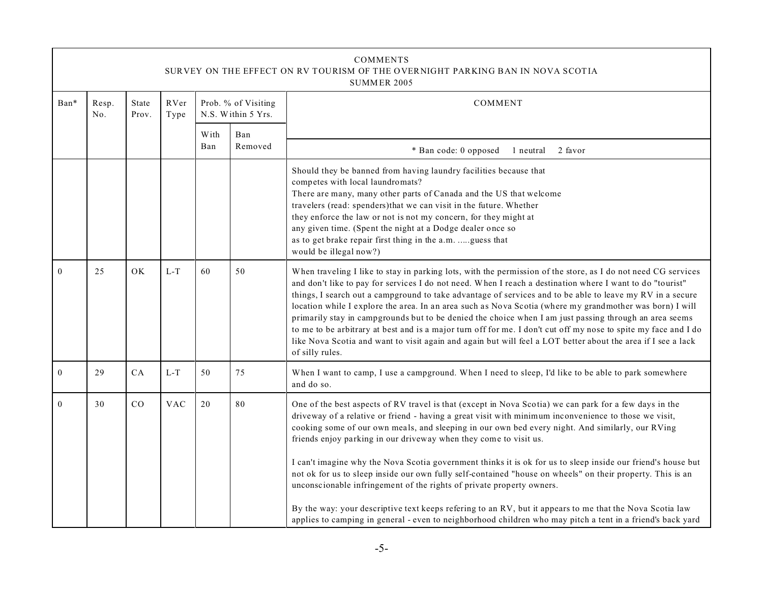COMMENTS
SURVEY ON THE EFFECT ON RV TOURISM OF THE OVERNIGHT PARKING BAN IN NOVA SCOTIA
SUMMER 2005

| Ban* | Resp. No. | State Prov. | RVer Type | Prob. % of Visiting N.S. Within 5 Yrs. | | COMMENT |
|---|---|---|---|---|---|---|
| | | | | With Ban | Ban Removed | * Ban code: 0 opposed 1 neutral 2 favor |
| | | | | | | Should they be banned from having laundry facilities because that competes with local laundromats? There are many, many other parts of Canada and the US that welcome travelers (read: spenders)that we can visit in the future. Whether they enforce the law or not is not my concern, for they might at any given time. (Spent the night at a Dodge dealer once so as to get brake repair first thing in the a.m. .....guess that would be illegal now?) |
| 0 | 25 | OK | L-T | 60 | 50 | When traveling I like to stay in parking lots, with the permission of the store, as I do not need CG services and don't like to pay for services I do not need. When I reach a destination where I want to do "tourist" things, I search out a campground to take advantage of services and to be able to leave my RV in a secure location while I explore the area. In an area such as Nova Scotia (where my grandmother was born) I will primarily stay in campgrounds but to be denied the choice when I am just passing through an area seems to me to be arbitrary at best and is a major turn off for me. I don't cut off my nose to spite my face and I do like Nova Scotia and want to visit again and again but will feel a LOT better about the area if I see a lack of silly rules. |
| 0 | 29 | CA | L-T | 50 | 75 | When I want to camp, I use a campground. When I need to sleep, I'd like to be able to park somewhere and do so. |
| 0 | 30 | CO | VAC | 20 | 80 | One of the best aspects of RV travel is that (except in Nova Scotia) we can park for a few days in the driveway of a relative or friend - having a great visit with minimum inconvenience to those we visit, cooking some of our own meals, and sleeping in our own bed every night. And similarly, our RVing friends enjoy parking in our driveway when they come to visit us.<br><br>I can't imagine why the Nova Scotia government thinks it is ok for us to sleep inside our friend's house but not ok for us to sleep inside our own fully self-contained "house on wheels" on their property. This is an unconscionable infringement of the rights of private property owners.<br><br>By the way: your descriptive text keeps refering to an RV, but it appears to me that the Nova Scotia law applies to camping in general - even to neighborhood children who may pitch a tent in a friend's back yard |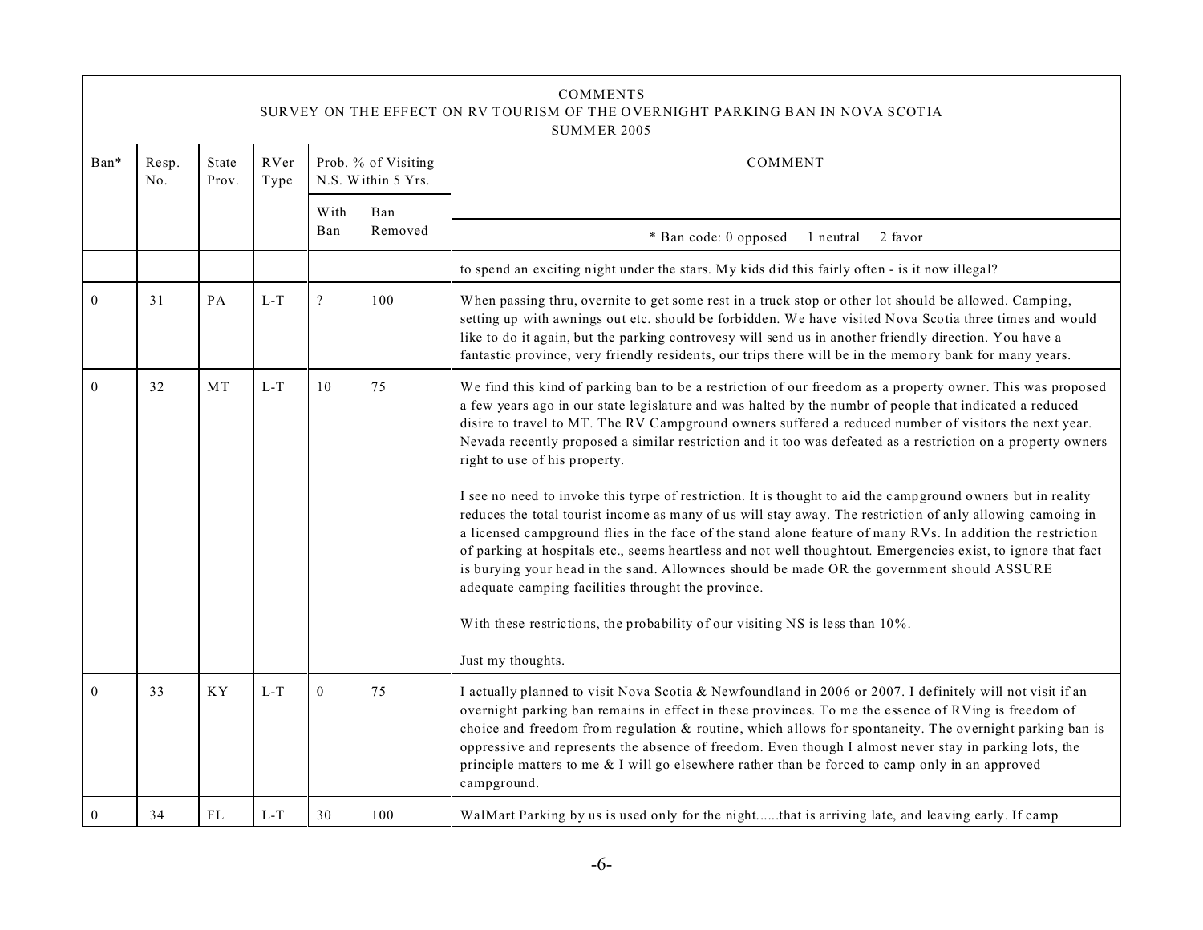COMMENTS
SURVEY ON THE EFFECT ON RV TOURISM OF THE OVERNIGHT PARKING BAN IN NOVA SCOTIA
SUMMER 2005

| Ban* | Resp. No. | State Prov. | RVer Type | Prob. % of Visiting N.S. Within 5 Yrs. | | COMMENT |
|---|---|---|---|---|---|---|
| | | | | With Ban | Ban Removed | * Ban code: 0 opposed 1 neutral 2 favor |
| | | | | | | to spend an exciting night under the stars. My kids did this fairly often - is it now illegal? |
| 0 | 31 | PA | L-T | ? | 100 | When passing thru, overnite to get some rest in a truck stop or other lot should be allowed. Camping, setting up with awnings out etc. should be forbidden. We have visited Nova Scotia three times and would like to do it again, but the parking controvesy will send us in another friendly direction. You have a fantastic province, very friendly residents, our trips there will be in the memory bank for many years. |
| 0 | 32 | MT | L-T | 10 | 75 | We find this kind of parking ban to be a restriction of our freedom as a property owner. This was proposed a few years ago in our state legislature and was halted by the numbr of people that indicated a reduced disire to travel to MT. The RV Campground owners suffered a reduced number of visitors the next year. Nevada recently proposed a similar restriction and it too was defeated as a restriction on a property owners right to use of his property.<br><br>I see no need to invoke this tyrpe of restriction. It is thought to aid the campground owners but in reality reduces the total tourist income as many of us will stay away. The restriction of anly allowing camoing in a licensed campground flies in the face of the stand alone feature of many RVs. In addition the restriction of parking at hospitals etc., seems heartless and not well thoughtout. Emergencies exist, to ignore that fact is burying your head in the sand. Allownces should be made OR the government should ASSURE adequate camping facilities throught the province.<br><br>With these restrictions, the probability of our visiting NS is less than 10%.<br><br>Just my thoughts. |
| 0 | 33 | KY | L-T | 0 | 75 | I actually planned to visit Nova Scotia & Newfoundland in 2006 or 2007. I definitely will not visit if an overnight parking ban remains in effect in these provinces. To me the essence of RVing is freedom of choice and freedom from regulation & routine, which allows for spontaneity. The overnight parking ban is oppressive and represents the absence of freedom. Even though I almost never stay in parking lots, the principle matters to me & I will go elsewhere rather than be forced to camp only in an approved campground. |
| 0 | 34 | FL | L-T | 30 | 100 | WalMart Parking by us is used only for the night......that is arriving late, and leaving early. If camp |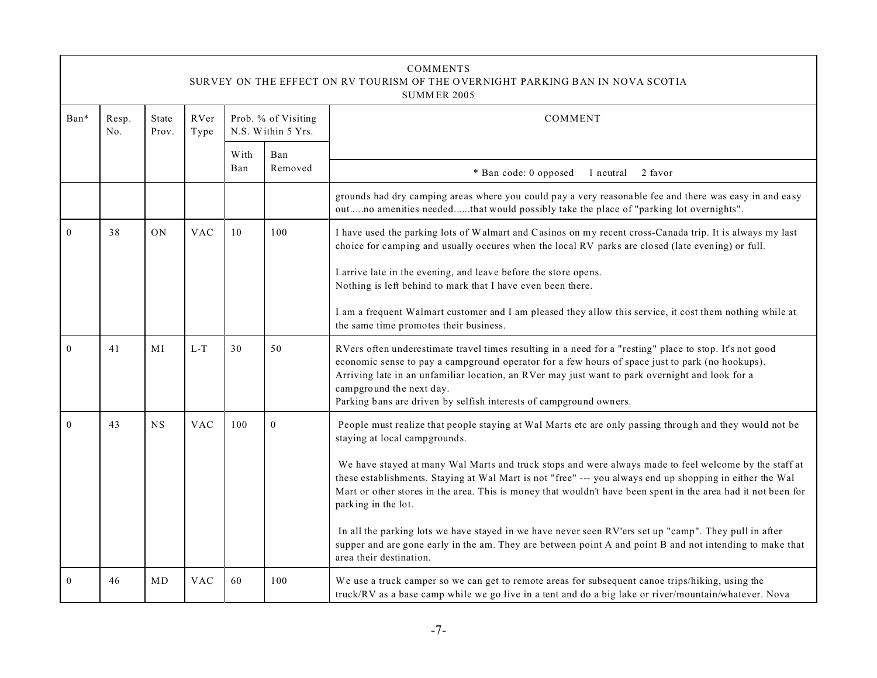| COMMENTS<br>SURVEY ON THE EFFECT ON RV TOURISM OF THE OVERNIGHT PARKING BAN IN NOVA SCOTIA<br>SUMMER 2005 | | | | | | |
|---|---|---|---|---|---|---|
| Ban* | Resp. No. | State Prov. | RVer Type | Prob. % of Visiting N.S. Within 5 Yrs. | | COMMENT |
| | | | | With Ban | Ban Removed | * Ban code: 0 opposed 1 neutral 2 favor |
| | | | | | | grounds had dry camping areas where you could pay a very reasonable fee and there was easy in and easy out.....no amenities needed......that would possibly take the place of "parking lot overnights". |
| 0 | 38 | ON | VAC | 10 | 100 | I have used the parking lots of Walmart and Casinos on my recent cross-Canada trip. It is always my last choice for camping and usually occures when the local RV parks are closed (late evening) or full.<br><br>I arrive late in the evening, and leave before the store opens.<br>Nothing is left behind to mark that I have even been there.<br><br>I am a frequent Walmart customer and I am pleased they allow this service, it cost them nothing while at the same time promotes their business. |
| 0 | 41 | MI | L-T | 30 | 50 | RVers often underestimate travel times resulting in a need for a "resting" place to stop. It's not good economic sense to pay a campground operator for a few hours of space just to park (no hookups).<br>Arriving late in an unfamiliar location, an RVer may just want to park overnight and look for a campground the next day.<br>Parking bans are driven by selfish interests of campground owners. |
| 0 | 43 | NS | VAC | 100 | 0 | People must realize that people staying at Wal Marts etc are only passing through and they would not be staying at local campgrounds.<br><br>We have stayed at many Wal Marts and truck stops and were always made to feel welcome by the staff at these establishments. Staying at Wal Mart is not "free" --- you always end up shopping in either the Wal Mart or other stores in the area. This is money that wouldn't have been spent in the area had it not been for parking in the lot.<br><br>In all the parking lots we have stayed in we have never seen RV'ers set up "camp". They pull in after supper and are gone early in the am. They are between point A and point B and not intending to make that area their destination. |
| 0 | 46 | MD | VAC | 60 | 100 | We use a truck camper so we can get to remote areas for subsequent canoe trips/hiking, using the truck/RV as a base camp while we go live in a tent and do a big lake or river/mountain/whatever. Nova |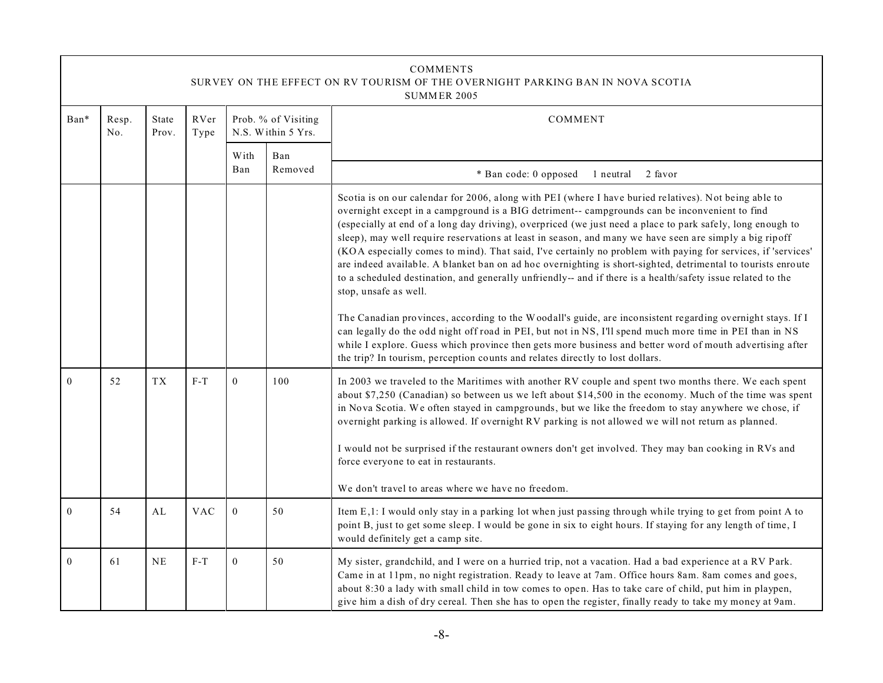COMMENTS
SURVEY ON THE EFFECT ON RV TOURISM OF THE OVERNIGHT PARKING BAN IN NOVA SCOTIA
SUMMER 2005

| Ban* | Resp. No. | State Prov. | RVer Type | Prob. % of Visiting N.S. Within 5 Yrs. | | COMMENT |
|---|---|---|---|---|---|---|
| | | | | With Ban | Ban Removed | * Ban code: 0 opposed 1 neutral 2 favor |
| | | | | | | Scotia is on our calendar for 2006, along with PEI (where I have buried relatives). Not being able to overnight except in a campground is a BIG detriment-- campgrounds can be inconvenient to find (especially at end of a long day driving), overpriced (we just need a place to park safely, long enough to sleep), may well require reservations at least in season, and many we have seen are simply a big ripoff (KOA especially comes to mind). That said, I've certainly no problem with paying for services, if 'services' are indeed available. A blanket ban on ad hoc overnighting is short-sighted, detrimental to tourists enroute to a scheduled destination, and generally unfriendly-- and if there is a health/safety issue related to the stop, unsafe as well.<br><br>The Canadian provinces, according to the Woodall's guide, are inconsistent regarding overnight stays. If I can legally do the odd night off road in PEI, but not in NS, I'll spend much more time in PEI than in NS while I explore. Guess which province then gets more business and better word of mouth advertising after the trip? In tourism, perception counts and relates directly to lost dollars. |
| 0 | 52 | TX | F-T | 0 | 100 | In 2003 we traveled to the Maritimes with another RV couple and spent two months there. We each spent about $7,250 (Canadian) so between us we left about $14,500 in the economy. Much of the time was spent in Nova Scotia. We often stayed in campgrounds, but we like the freedom to stay anywhere we chose, if overnight parking is allowed. If overnight RV parking is not allowed we will not return as planned.<br><br>I would not be surprised if the restaurant owners don't get involved. They may ban cooking in RVs and force everyone to eat in restaurants.<br><br>We don't travel to areas where we have no freedom. |
| 0 | 54 | AL | VAC | 0 | 50 | Item E,1: I would only stay in a parking lot when just passing through while trying to get from point A to point B, just to get some sleep. I would be gone in six to eight hours. If staying for any length of time, I would definitely get a camp site. |
| 0 | 61 | NE | F-T | 0 | 50 | My sister, grandchild, and I were on a hurried trip, not a vacation. Had a bad experience at a RV Park. Came in at 11pm, no night registration. Ready to leave at 7am. Office hours 8am. 8am comes and goes, about 8:30 a lady with small child in tow comes to open. Has to take care of child, put him in playpen, give him a dish of dry cereal. Then she has to open the register, finally ready to take my money at 9am. |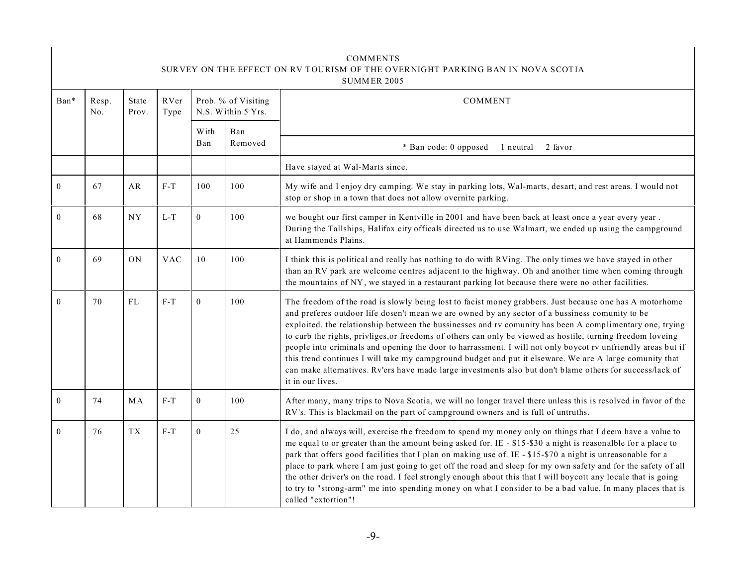COMMENTS
SURVEY ON THE EFFECT ON RV TOURISM OF THE OVERNIGHT PARKING BAN IN NOVA SCOTIA
SUMMER 2005

| Ban* | Resp. No. | State Prov. | RVer Type | Prob. % of Visiting N.S. Within 5 Yrs. | | COMMENT |
|---|---|---|---|---|---|---|
| | | | | With Ban | Ban Removed | * Ban code: 0 opposed 1 neutral 2 favor |
| | | | | | | Have stayed at Wal-Marts since. |
| 0 | 67 | AR | F-T | 100 | 100 | My wife and I enjoy dry camping. We stay in parking lots, Wal-marts, desart, and rest areas. I would not stop or shop in a town that does not allow overnite parking. |
| 0 | 68 | NY | L-T | 0 | 100 | we bought our first camper in Kentville in 2001 and have been back at least once a year every year . During the Tallships, Halifax city officals directed us to use Walmart, we ended up using the campground at Hammonds Plains. |
| 0 | 69 | ON | VAC | 10 | 100 | I think this is political and really has nothing to do with RVing. The only times we have stayed in other than an RV park are welcome centres adjacent to the highway. Oh and another time when coming through the mountains of NY, we stayed in a restaurant parking lot because there were no other facilities. |
| 0 | 70 | FL | F-T | 0 | 100 | The freedom of the road is slowly being lost to facist money grabbers. Just because one has A motorhome and preferes outdoor life dosen't mean we are owned by any sector of a bussiness comunity to be exploited. the relationship between the bussinesses and rv comunity has been A complimentary one, trying to curb the rights, privliges,or freedoms of others can only be viewed as hostile, turning freedom loveing people into criminals and opening the door to harrassment. I will not only boycot rv unfriendly areas but if this trend continues I will take my campground budget and put it elseware. We are A large comunity that can make alternatives. Rv'ers have made large investments also but don't blame others for success/lack of it in our lives. |
| 0 | 74 | MA | F-T | 0 | 100 | After many, many trips to Nova Scotia, we will no longer travel there unless this is resolved in favor of the RV's. This is blackmail on the part of campground owners and is full of untruths. |
| 0 | 76 | TX | F-T | 0 | 25 | I do, and always will, exercise the freedom to spend my money only on things that I deem have a value to me equal to or greater than the amount being asked for. IE - $15-$30 a night is reasonalble for a place to park that offers good facilities that I plan on making use of. IE - $15-$70 a night is unreasonable for a place to park where I am just going to get off the road and sleep for my own safety and for the safety of all the other driver's on the road. I feel strongly enough about this that I will boycott any locale that is going to try to "strong-arm" me into spending money on what I consider to be a bad value. In many places that is called "extortion"! |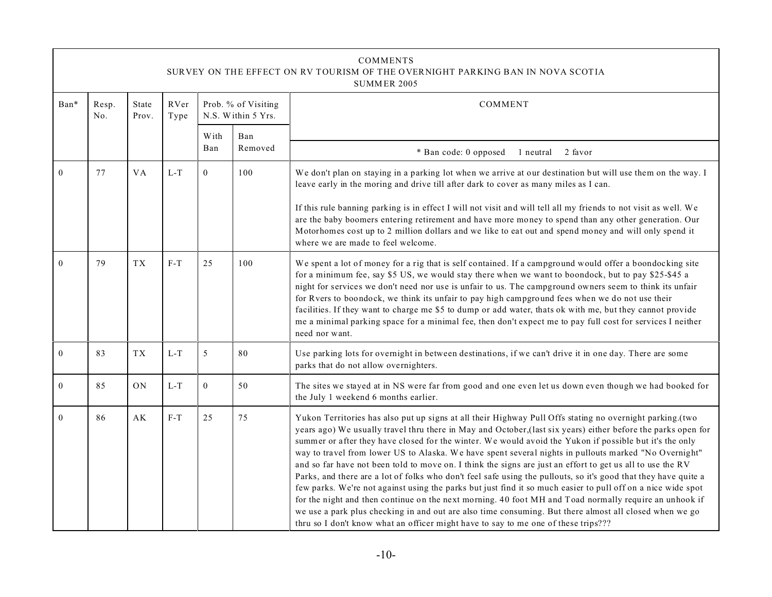| COMMENTS<br>SURVEY ON THE EFFECT ON RV TOURISM OF THE OVERNIGHT PARKING BAN IN NOVA SCOTIA<br>SUMMER 2005 | | | | | | |
|---|---|---|---|---|---|---|
| Ban* | Resp. No. | State Prov. | RVer Type | Prob. % of Visiting N.S. Within 5 Yrs. | | COMMENT |
| | | | | With Ban | Ban Removed | * Ban code: 0 opposed 1 neutral 2 favor |
| 0 | 77 | VA | L-T | 0 | 100 | We don't plan on staying in a parking lot when we arrive at our destination but will use them on the way. I leave early in the moring and drive till after dark to cover as many miles as I can.<br><br>If this rule banning parking is in effect I will not visit and will tell all my friends to not visit as well. We are the baby boomers entering retirement and have more money to spend than any other generation. Our Motorhomes cost up to 2 million dollars and we like to eat out and spend money and will only spend it where we are made to feel welcome. |
| 0 | 79 | TX | F-T | 25 | 100 | We spent a lot of money for a rig that is self contained. If a campground would offer a boondocking site for a minimum fee, say $5 US, we would stay there when we want to boondock, but to pay $25-$45 a night for services we don't need nor use is unfair to us. The campground owners seem to think its unfair for Rvers to boondock, we think its unfair to pay high campground fees when we do not use their facilities. If they want to charge me $5 to dump or add water, thats ok with me, but they cannot provide me a minimal parking space for a minimal fee, then don't expect me to pay full cost for services I neither need nor want. |
| 0 | 83 | TX | L-T | 5 | 80 | Use parking lots for overnight in between destinations, if we can't drive it in one day. There are some parks that do not allow overnighters. |
| 0 | 85 | ON | L-T | 0 | 50 | The sites we stayed at in NS were far from good and one even let us down even though we had booked for the July 1 weekend 6 months earlier. |
| 0 | 86 | AK | F-T | 25 | 75 | Yukon Territories has also put up signs at all their Highway Pull Offs stating no overnight parking.(two years ago) We usually travel thru there in May and October,(last six years) either before the parks open for summer or after they have closed for the winter. We would avoid the Yukon if possible but it's the only way to travel from lower US to Alaska. We have spent several nights in pullouts marked "No Overnight" and so far have not been told to move on. I think the signs are just an effort to get us all to use the RV Parks, and there are a lot of folks who don't feel safe using the pullouts, so it's good that they have quite a few parks. We're not against using the parks but just find it so much easier to pull off on a nice wide spot for the night and then continue on the next morning. 40 foot MH and Toad normally require an unhook if we use a park plus checking in and out are also time consuming. But there almost all closed when we go thru so I don't know what an officer might have to say to me one of these trips??? |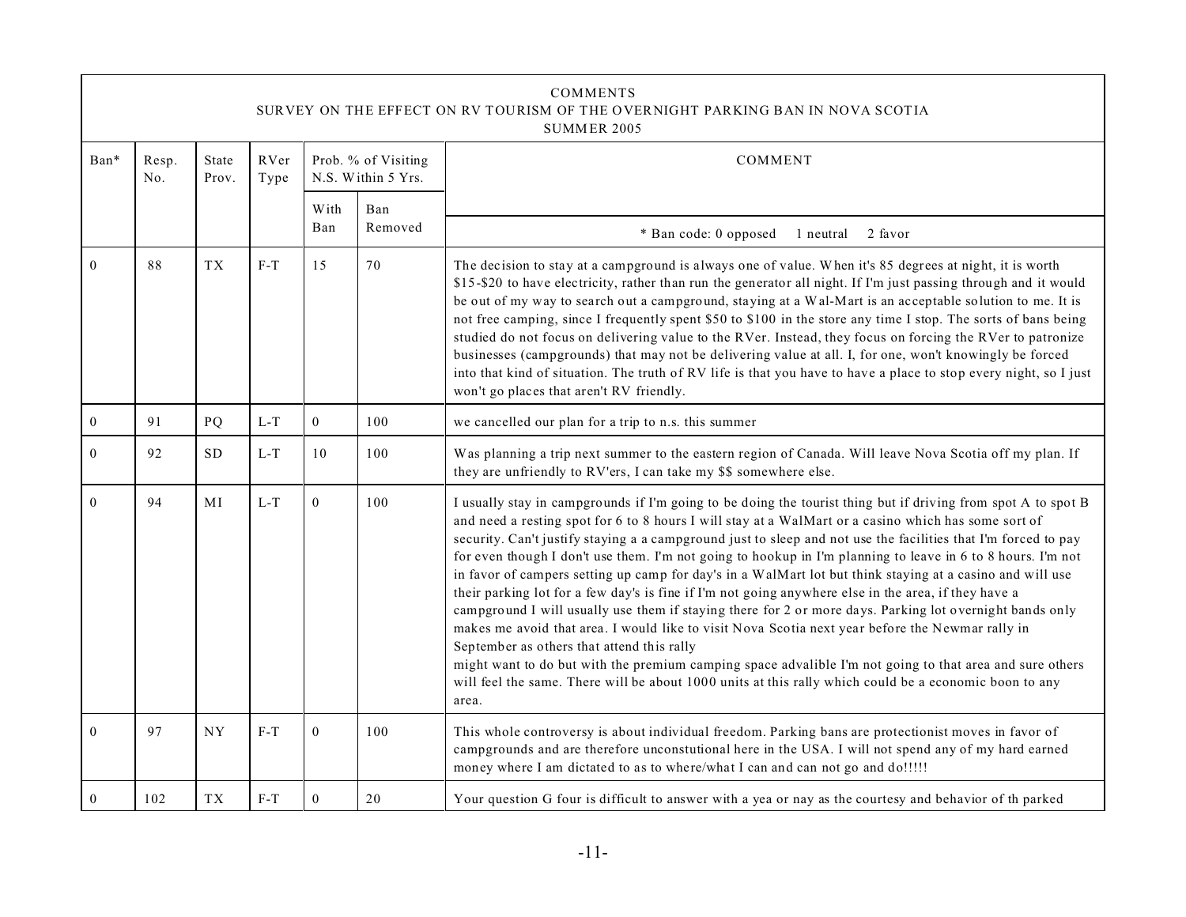COMMENTS
SURVEY ON THE EFFECT ON RV TOURISM OF THE OVERNIGHT PARKING BAN IN NOVA SCOTIA
SUMMER 2005

| Ban* | Resp. No. | State Prov. | RVer Type | Prob. % of Visiting N.S. Within 5 Yrs. | | COMMENT |
|---|---|---|---|---|---|---|
| | | | | With Ban | Ban Removed | * Ban code: 0 opposed 1 neutral 2 favor |
| 0 | 88 | TX | F-T | 15 | 70 | The decision to stay at a campground is always one of value. When it's 85 degrees at night, it is worth $15-$20 to have electricity, rather than run the generator all night. If I'm just passing through and it would be out of my way to search out a campground, staying at a Wal-Mart is an acceptable solution to me. It is not free camping, since I frequently spent $50 to $100 in the store any time I stop. The sorts of bans being studied do not focus on delivering value to the RVer. Instead, they focus on forcing the RVer to patronize businesses (campgrounds) that may not be delivering value at all. I, for one, won't knowingly be forced into that kind of situation. The truth of RV life is that you have to have a place to stop every night, so I just won't go places that aren't RV friendly. |
| 0 | 91 | PQ | L-T | 0 | 100 | we cancelled our plan for a trip to n.s. this summer |
| 0 | 92 | SD | L-T | 10 | 100 | Was planning a trip next summer to the eastern region of Canada. Will leave Nova Scotia off my plan. If they are unfriendly to RV'ers, I can take my $$ somewhere else. |
| 0 | 94 | MI | L-T | 0 | 100 | I usually stay in campgrounds if I'm going to be doing the tourist thing but if driving from spot A to spot B and need a resting spot for 6 to 8 hours I will stay at a WalMart or a casino which has some sort of security. Can't justify staying a a campground just to sleep and not use the facilities that I'm forced to pay for even though I don't use them. I'm not going to hookup in I'm planning to leave in 6 to 8 hours. I'm not in favor of campers setting up camp for day's in a WalMart lot but think staying at a casino and will use their parking lot for a few day's is fine if I'm not going anywhere else in the area, if they have a campground I will usually use them if staying there for 2 or more days. Parking lot overnight bands only makes me avoid that area. I would like to visit Nova Scotia next year before the Newmar rally in September as others that attend this rally might want to do but with the premium camping space advalible I'm not going to that area and sure others will feel the same. There will be about 1000 units at this rally which could be a economic boon to any area. |
| 0 | 97 | NY | F-T | 0 | 100 | This whole controversy is about individual freedom. Parking bans are protectionist moves in favor of campgrounds and are therefore unconstutional here in the USA. I will not spend any of my hard earned money where I am dictated to as to where/what I can and can not go and do!!!!! |
| 0 | 102 | TX | F-T | 0 | 20 | Your question G four is difficult to answer with a yea or nay as the courtesy and behavior of th parked |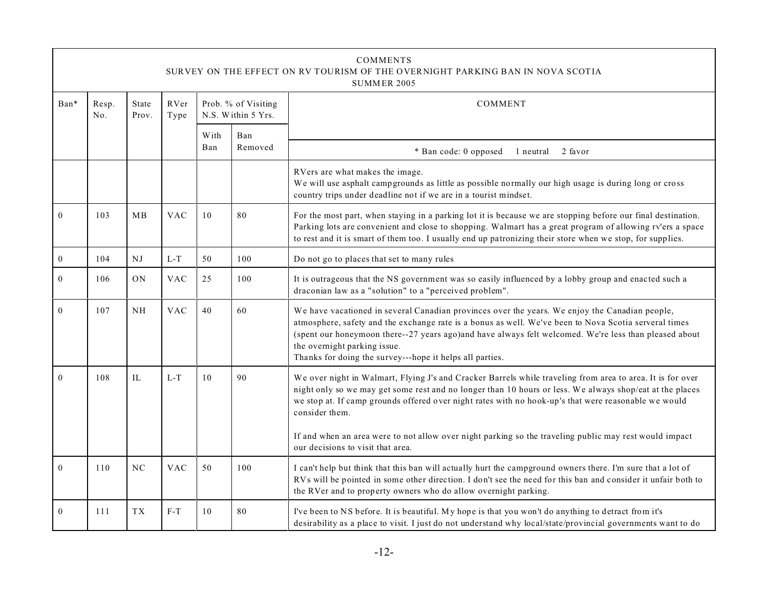COMMENTS
SURVEY ON THE EFFECT ON RV TOURISM OF THE OVERNIGHT PARKING BAN IN NOVA SCOTIA
SUMMER 2005

| Ban* | Resp. No. | State Prov. | RVer Type | Prob. % of Visiting N.S. Within 5 Yrs. | | COMMENT |
|---|---|---|---|---|---|---|
| | | | | With Ban | Ban Removed | * Ban code: 0 opposed 1 neutral 2 favor |
| | | | | | | RVers are what makes the image.<br>We will use asphalt campgrounds as little as possible normally our high usage is during long or cross country trips under deadline not if we are in a tourist mindset. |
| 0 | 103 | MB | VAC | 10 | 80 | For the most part, when staying in a parking lot it is because we are stopping before our final destination. Parking lots are convenient and close to shopping. Walmart has a great program of allowing rv'ers a space to rest and it is smart of them too. I usually end up patronizing their store when we stop, for supplies. |
| 0 | 104 | NJ | L-T | 50 | 100 | Do not go to places that set to many rules |
| 0 | 106 | ON | VAC | 25 | 100 | It is outrageous that the NS government was so easily influenced by a lobby group and enacted such a draconian law as a "solution" to a "perceived problem". |
| 0 | 107 | NH | VAC | 40 | 60 | We have vacationed in several Canadian provinces over the years. We enjoy the Canadian people, atmosphere, safety and the exchange rate is a bonus as well. We've been to Nova Scotia serveral times (spent our honeymoon there--27 years ago)and have always felt welcomed. We're less than pleased about the overnight parking issue.<br>Thanks for doing the survey---hope it helps all parties. |
| 0 | 108 | IL | L-T | 10 | 90 | We over night in Walmart, Flying J's and Cracker Barrels while traveling from area to area. It is for over night only so we may get some rest and no longer than 10 hours or less. We always shop/eat at the places we stop at. If camp grounds offered over night rates with no hook-up's that were reasonable we would consider them.<br><br>If and when an area were to not allow over night parking so the traveling public may rest would impact our decisions to visit that area. |
| 0 | 110 | NC | VAC | 50 | 100 | I can't help but think that this ban will actually hurt the campground owners there. I'm sure that a lot of RVs will be pointed in some other direction. I don't see the need for this ban and consider it unfair both to the RVer and to property owners who do allow overnight parking. |
| 0 | 111 | TX | F-T | 10 | 80 | I've been to NS before. It is beautiful. My hope is that you won't do anything to detract from it's desirability as a place to visit. I just do not understand why local/state/provincial governments want to do |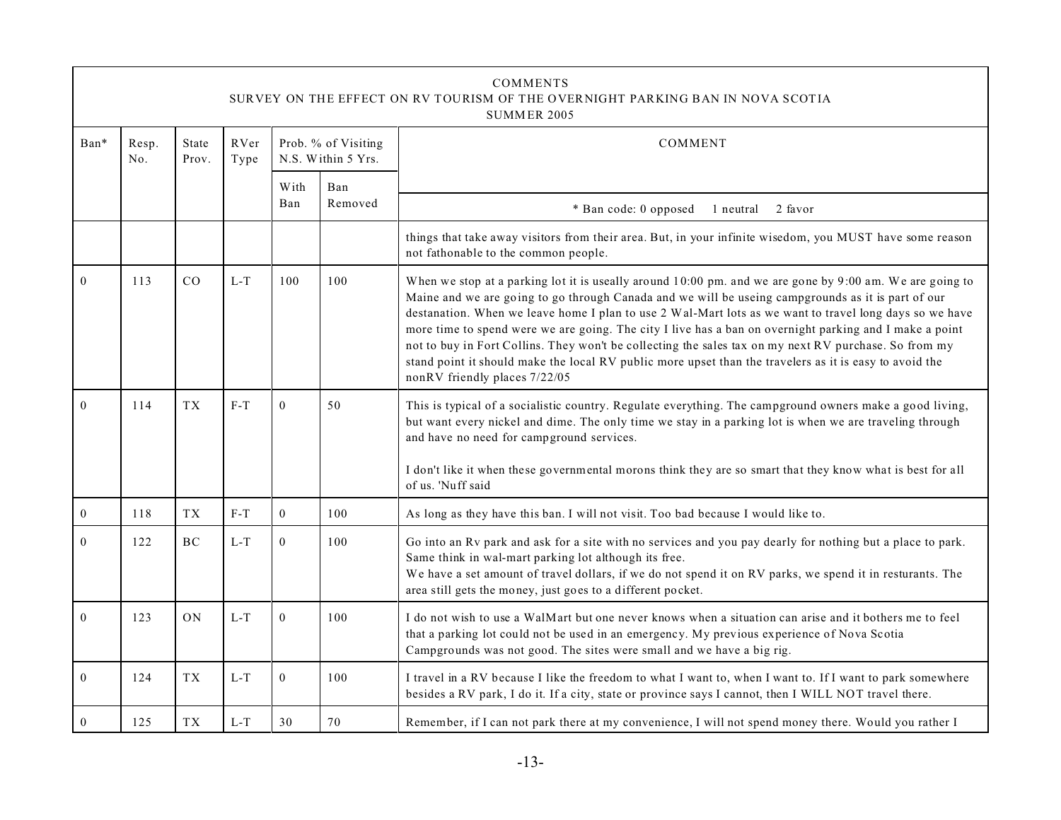COMMENTS
SURVEY ON THE EFFECT ON RV TOURISM OF THE OVERNIGHT PARKING BAN IN NOVA SCOTIA
SUMMER 2005

| Ban* | Resp. No. | State Prov. | RVer Type | Prob. % of Visiting N.S. Within 5 Yrs. | | COMMENT |
|---|---|---|---|---|---|---|
| | | | | With Ban | Ban Removed | * Ban code: 0 opposed 1 neutral 2 favor |
| | | | | | | things that take away visitors from their area. But, in your infinite wisedom, you MUST have some reason not fathonable to the common people. |
| 0 | 113 | CO | L-T | 100 | 100 | When we stop at a parking lot it is useally around 10:00 pm. and we are gone by 9:00 am. We are going to Maine and we are going to go through Canada and we will be useing campgrounds as it is part of our destanation. When we leave home I plan to use 2 Wal-Mart lots as we want to travel long days so we have more time to spend were we are going. The city I live has a ban on overnight parking and I make a point not to buy in Fort Collins. They won't be collecting the sales tax on my next RV purchase. So from my stand point it should make the local RV public more upset than the travelers as it is easy to avoid the nonRV friendly places 7/22/05 |
| 0 | 114 | TX | F-T | 0 | 50 | This is typical of a socialistic country. Regulate everything. The campground owners make a good living, but want every nickel and dime. The only time we stay in a parking lot is when we are traveling through and have no need for campground services.<br><br>I don't like it when these governmental morons think they are so smart that they know what is best for all of us. 'Nuff said |
| 0 | 118 | TX | F-T | 0 | 100 | As long as they have this ban. I will not visit. Too bad because I would like to. |
| 0 | 122 | BC | L-T | 0 | 100 | Go into an Rv park and ask for a site with no services and you pay dearly for nothing but a place to park. Same think in wal-mart parking lot although its free.<br>We have a set amount of travel dollars, if we do not spend it on RV parks, we spend it in resturants. The area still gets the money, just goes to a different pocket. |
| 0 | 123 | ON | L-T | 0 | 100 | I do not wish to use a WalMart but one never knows when a situation can arise and it bothers me to feel that a parking lot could not be used in an emergency. My previous experience of Nova Scotia Campgrounds was not good. The sites were small and we have a big rig. |
| 0 | 124 | TX | L-T | 0 | 100 | I travel in a RV because I like the freedom to what I want to, when I want to. If I want to park somewhere besides a RV park, I do it. If a city, state or province says I cannot, then I WILL NOT travel there. |
| 0 | 125 | TX | L-T | 30 | 70 | Remember, if I can not park there at my convenience, I will not spend money there. Would you rather I |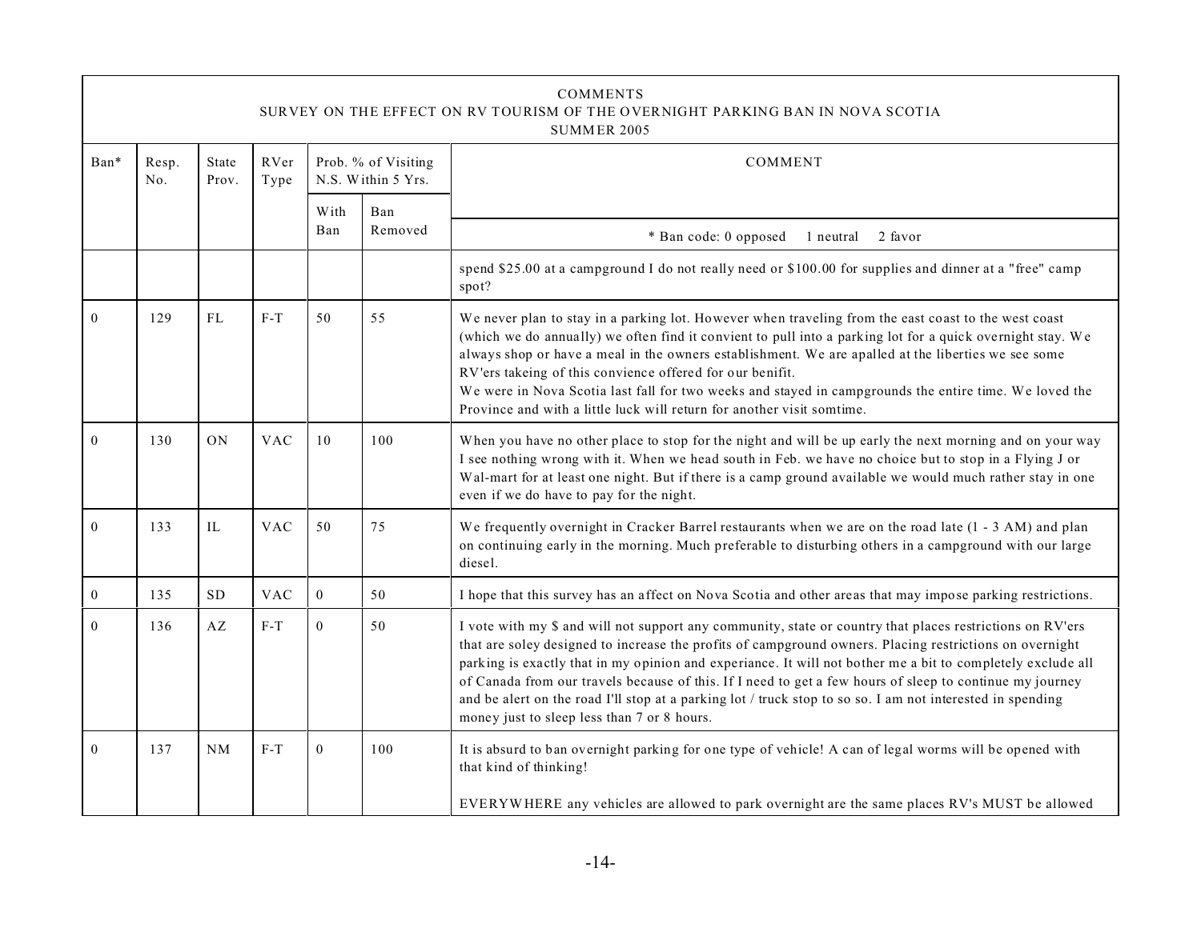COMMENTS
SURVEY ON THE EFFECT ON RV TOURISM OF THE OVERNIGHT PARKING BAN IN NOVA SCOTIA
SUMMER 2005

| Ban* | Resp. No. | State Prov. | RVer Type | Prob. % of Visiting N.S. Within 5 Yrs. | | COMMENT |
|---|---|---|---|---|---|---|
| | | | | With Ban | Ban Removed | * Ban code: 0 opposed 1 neutral 2 favor |
| | | | | | | spend $25.00 at a campground I do not really need or $100.00 for supplies and dinner at a "free" camp spot? |
| 0 | 129 | FL | F-T | 50 | 55 | We never plan to stay in a parking lot. However when traveling from the east coast to the west coast (which we do annually) we often find it convient to pull into a parking lot for a quick overnight stay. We always shop or have a meal in the owners establishment. We are apalled at the liberties we see some RV'ers takeing of this convience offered for our benifit.<br>We were in Nova Scotia last fall for two weeks and stayed in campgrounds the entire time. We loved the Province and with a little luck will return for another visit somtime. |
| 0 | 130 | ON | VAC | 10 | 100 | When you have no other place to stop for the night and will be up early the next morning and on your way I see nothing wrong with it. When we head south in Feb. we have no choice but to stop in a Flying J or Wal-mart for at least one night. But if there is a camp ground available we would much rather stay in one even if we do have to pay for the night. |
| 0 | 133 | IL | VAC | 50 | 75 | We frequently overnight in Cracker Barrel restaurants when we are on the road late (1 - 3 AM) and plan on continuing early in the morning. Much preferable to disturbing others in a campground with our large diesel. |
| 0 | 135 | SD | VAC | 0 | 50 | I hope that this survey has an affect on Nova Scotia and other areas that may impose parking restrictions. |
| 0 | 136 | AZ | F-T | 0 | 50 | I vote with my $ and will not support any community, state or country that places restrictions on RV'ers that are soley designed to increase the profits of campground owners. Placing restrictions on overnight parking is exactly that in my opinion and experiance. It will not bother me a bit to completely exclude all of Canada from our travels because of this. If I need to get a few hours of sleep to continue my journey and be alert on the road I'll stop at a parking lot / truck stop to so so. I am not interested in spending money just to sleep less than 7 or 8 hours. |
| 0 | 137 | NM | F-T | 0 | 100 | It is absurd to ban overnight parking for one type of vehicle! A can of legal worms will be opened with that kind of thinking!<br><br>EVERYWHERE any vehicles are allowed to park overnight are the same places RV's MUST be allowed |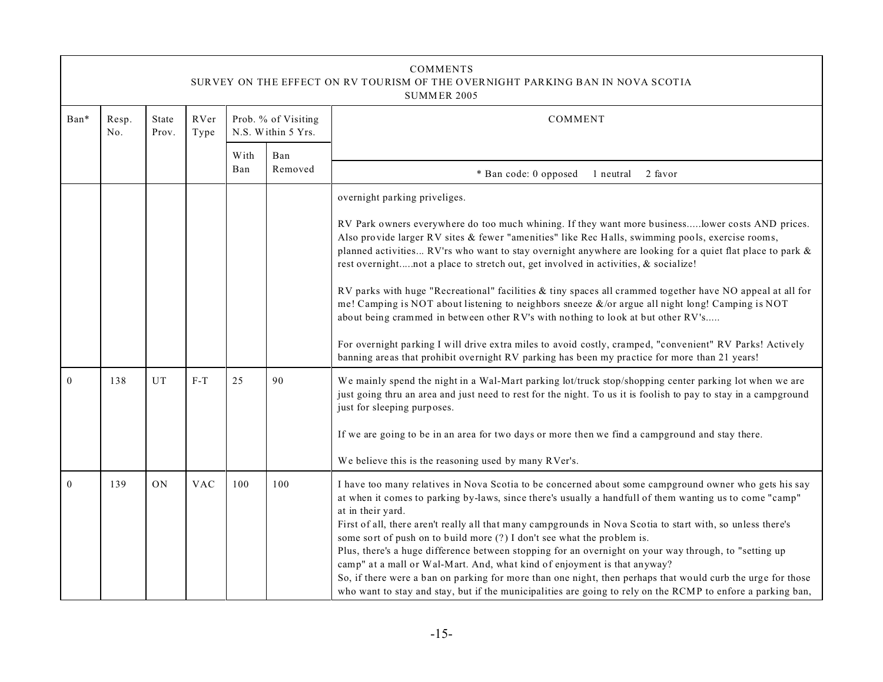COMMENTS
SURVEY ON THE EFFECT ON RV TOURISM OF THE OVERNIGHT PARKING BAN IN NOVA SCOTIA
SUMMER 2005

| Ban* | Resp. No. | State Prov. | RVer Type | Prob. % of Visiting N.S. Within 5 Yrs. | | COMMENT |
|---|---|---|---|---|---|---|
| | | | | With Ban | Ban Removed | * Ban code: 0 opposed 1 neutral 2 favor |
| | | | | | | overnight parking priveliges.<br><br>RV Park owners everywhere do too much whining. If they want more business.....lower costs AND prices. Also provide larger RV sites & fewer "amenities" like Rec Halls, swimming pools, exercise rooms, planned activities... RV'rs who want to stay overnight anywhere are looking for a quiet flat place to park & rest overnight.....not a place to stretch out, get involved in activities, & socialize!<br><br>RV parks with huge "Recreational" facilities & tiny spaces all crammed together have NO appeal at all for me! Camping is NOT about listening to neighbors sneeze &/or argue all night long! Camping is NOT about being crammed in between other RV's with nothing to look at but other RV's.....<br><br>For overnight parking I will drive extra miles to avoid costly, cramped, "convenient" RV Parks! Actively banning areas that prohibit overnight RV parking has been my practice for more than 21 years! |
| 0 | 138 | UT | F-T | 25 | 90 | We mainly spend the night in a Wal-Mart parking lot/truck stop/shopping center parking lot when we are just going thru an area and just need to rest for the night. To us it is foolish to pay to stay in a campground just for sleeping purposes.<br><br>If we are going to be in an area for two days or more then we find a campground and stay there.<br><br>We believe this is the reasoning used by many RVer's. |
| 0 | 139 | ON | VAC | 100 | 100 | I have too many relatives in Nova Scotia to be concerned about some campground owner who gets his say at when it comes to parking by-laws, since there's usually a handfull of them wanting us to come "camp" at in their yard.<br>First of all, there aren't really all that many campgrounds in Nova Scotia to start with, so unless there's some sort of push on to build more (?) I don't see what the problem is.<br>Plus, there's a huge difference between stopping for an overnight on your way through, to "setting up camp" at a mall or Wal-Mart. And, what kind of enjoyment is that anyway?<br>So, if there were a ban on parking for more than one night, then perhaps that would curb the urge for those who want to stay and stay, but if the municipalities are going to rely on the RCMP to enfore a parking ban, |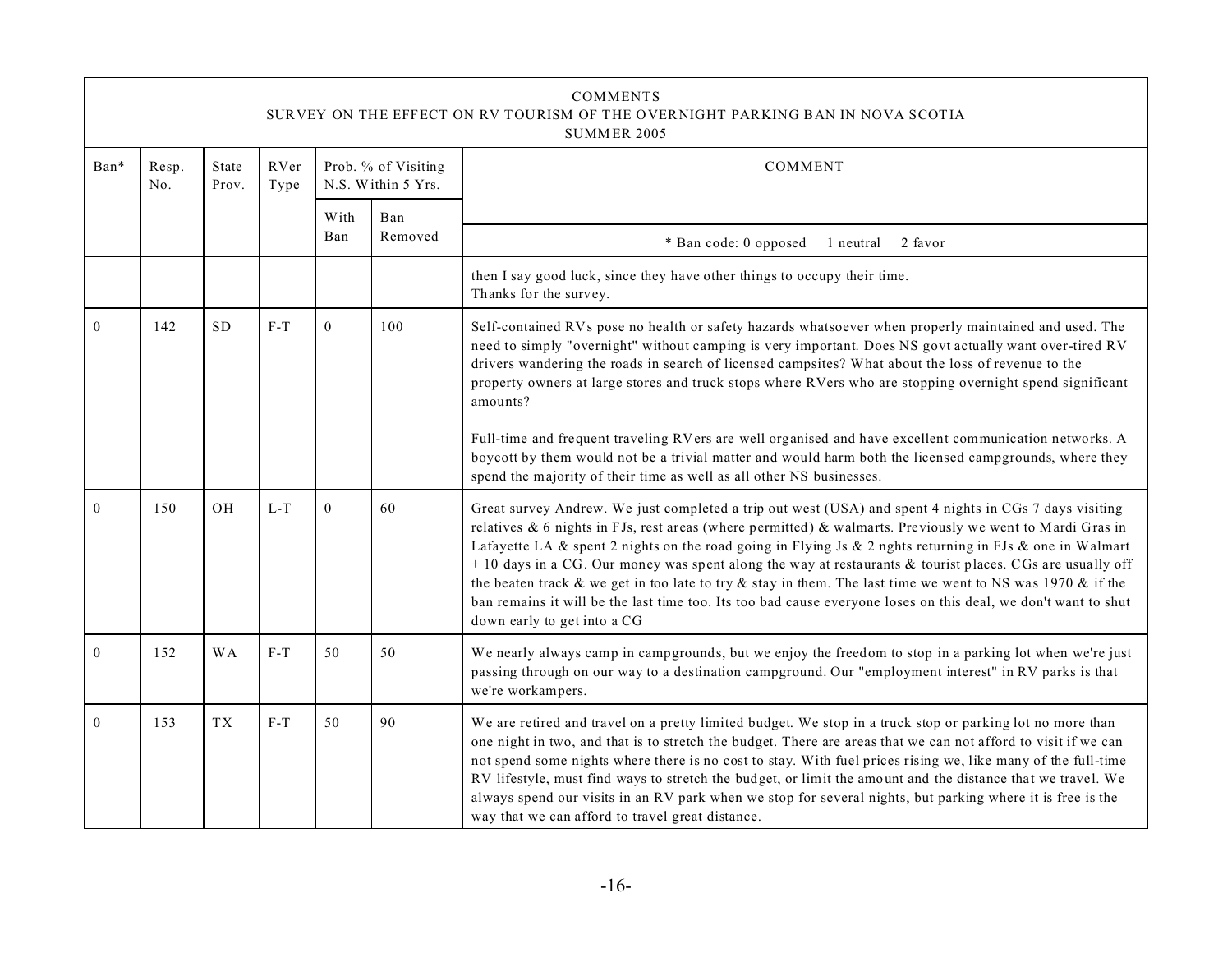COMMENTS
SURVEY ON THE EFFECT ON RV TOURISM OF THE OVERNIGHT PARKING BAN IN NOVA SCOTIA
SUMMER 2005

| Ban* | Resp. No. | State Prov. | RVer Type | Prob. % of Visiting N.S. Within 5 Yrs. | | COMMENT |
|---|---|---|---|---|---|---|
| | | | | With Ban | Ban Removed | * Ban code: 0 opposed 1 neutral 2 favor |
| | | | | | | then I say good luck, since they have other things to occupy their time. Thanks for the survey. |
| 0 | 142 | SD | F-T | 0 | 100 | Self-contained RVs pose no health or safety hazards whatsoever when properly maintained and used. The need to simply "overnight" without camping is very important. Does NS govt actually want over-tired RV drivers wandering the roads in search of licensed campsites? What about the loss of revenue to the property owners at large stores and truck stops where RVers who are stopping overnight spend significant amounts?<br><br>Full-time and frequent traveling RVers are well organised and have excellent communication networks. A boycott by them would not be a trivial matter and would harm both the licensed campgrounds, where they spend the majority of their time as well as all other NS businesses. |
| 0 | 150 | OH | L-T | 0 | 60 | Great survey Andrew. We just completed a trip out west (USA) and spent 4 nights in CGs 7 days visiting relatives & 6 nights in FJs, rest areas (where permitted) & walmarts. Previously we went to Mardi Gras in Lafayette LA & spent 2 nights on the road going in Flying Js & 2 nghts returning in FJs & one in Walmart + 10 days in a CG. Our money was spent along the way at restaurants & tourist places. CGs are usually off the beaten track & we get in too late to try & stay in them. The last time we went to NS was 1970 & if the ban remains it will be the last time too. Its too bad cause everyone loses on this deal, we don't want to shut down early to get into a CG |
| 0 | 152 | WA | F-T | 50 | 50 | We nearly always camp in campgrounds, but we enjoy the freedom to stop in a parking lot when we're just passing through on our way to a destination campground. Our "employment interest" in RV parks is that we're workampers. |
| 0 | 153 | TX | F-T | 50 | 90 | We are retired and travel on a pretty limited budget. We stop in a truck stop or parking lot no more than one night in two, and that is to stretch the budget. There are areas that we can not afford to visit if we can not spend some nights where there is no cost to stay. With fuel prices rising we, like many of the full-time RV lifestyle, must find ways to stretch the budget, or limit the amount and the distance that we travel. We always spend our visits in an RV park when we stop for several nights, but parking where it is free is the way that we can afford to travel great distance. |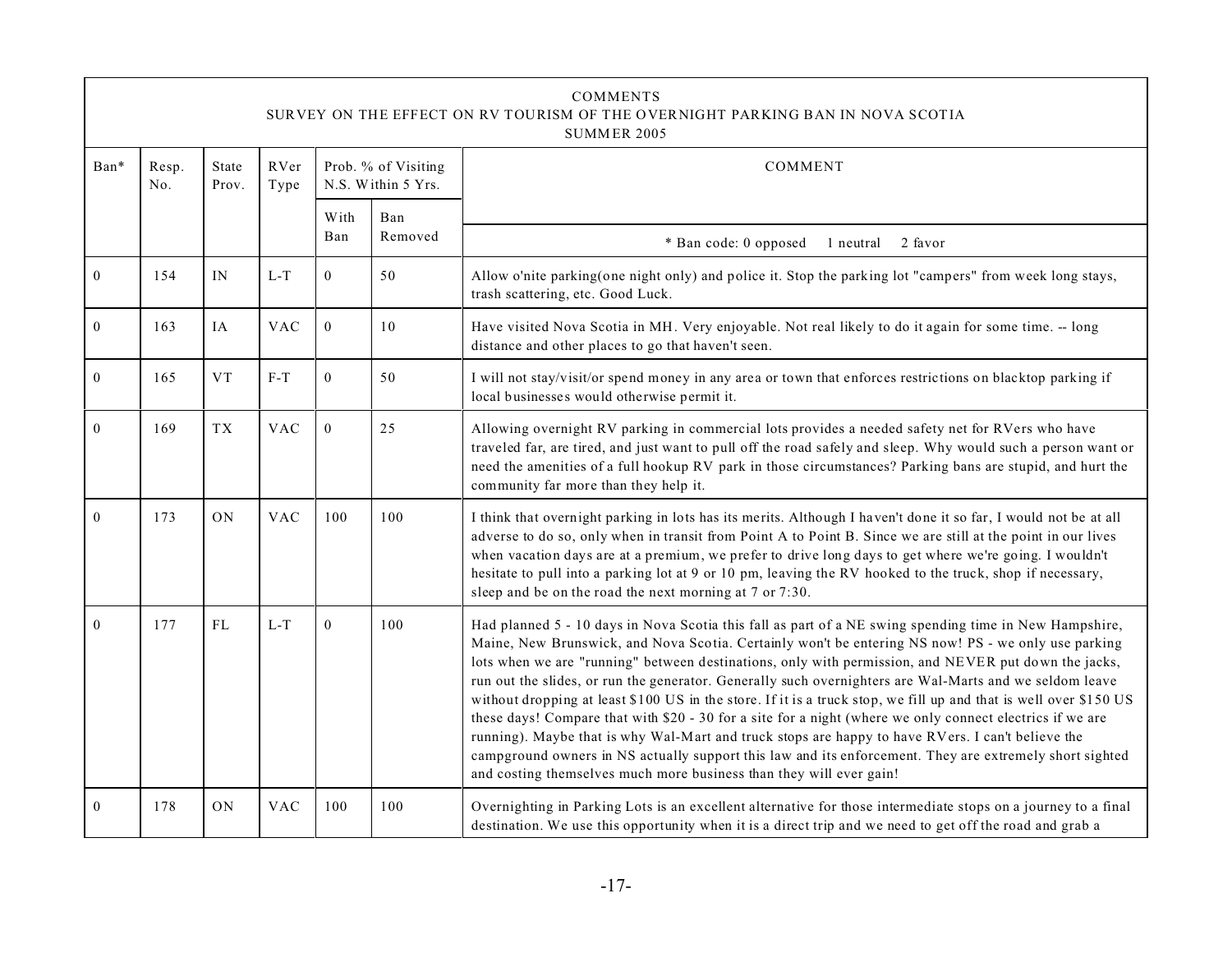COMMENTS
SURVEY ON THE EFFECT ON RV TOURISM OF THE OVERNIGHT PARKING BAN IN NOVA SCOTIA
SUMMER 2005

| Ban* | Resp. No. | State Prov. | RVer Type | Prob. % of Visiting N.S. Within 5 Yrs. | | COMMENT |
|---|---|---|---|---|---|---|
| | | | | With Ban | Ban Removed | * Ban code: 0 opposed 1 neutral 2 favor |
| 0 | 154 | IN | L-T | 0 | 50 | Allow o'nite parking(one night only) and police it. Stop the parking lot "campers" from week long stays, trash scattering, etc. Good Luck. |
| 0 | 163 | IA | VAC | 0 | 10 | Have visited Nova Scotia in MH. Very enjoyable. Not real likely to do it again for some time. -- long distance and other places to go that haven't seen. |
| 0 | 165 | VT | F-T | 0 | 50 | I will not stay/visit/or spend money in any area or town that enforces restrictions on blacktop parking if local businesses would otherwise permit it. |
| 0 | 169 | TX | VAC | 0 | 25 | Allowing overnight RV parking in commercial lots provides a needed safety net for RVers who have traveled far, are tired, and just want to pull off the road safely and sleep. Why would such a person want or need the amenities of a full hookup RV park in those circumstances? Parking bans are stupid, and hurt the community far more than they help it. |
| 0 | 173 | ON | VAC | 100 | 100 | I think that overnight parking in lots has its merits. Although I haven't done it so far, I would not be at all adverse to do so, only when in transit from Point A to Point B. Since we are still at the point in our lives when vacation days are at a premium, we prefer to drive long days to get where we're going. I wouldn't hesitate to pull into a parking lot at 9 or 10 pm, leaving the RV hooked to the truck, shop if necessary, sleep and be on the road the next morning at 7 or 7:30. |
| 0 | 177 | FL | L-T | 0 | 100 | Had planned 5 - 10 days in Nova Scotia this fall as part of a NE swing spending time in New Hampshire, Maine, New Brunswick, and Nova Scotia. Certainly won't be entering NS now! PS - we only use parking lots when we are "running" between destinations, only with permission, and NEVER put down the jacks, run out the slides, or run the generator. Generally such overnighters are Wal-Marts and we seldom leave without dropping at least $100 US in the store. If it is a truck stop, we fill up and that is well over $150 US these days! Compare that with $20 - 30 for a site for a night (where we only connect electrics if we are running). Maybe that is why Wal-Mart and truck stops are happy to have RVers. I can't believe the campground owners in NS actually support this law and its enforcement. They are extremely short sighted and costing themselves much more business than they will ever gain! |
| 0 | 178 | ON | VAC | 100 | 100 | Overnighting in Parking Lots is an excellent alternative for those intermediate stops on a journey to a final destination. We use this opportunity when it is a direct trip and we need to get off the road and grab a |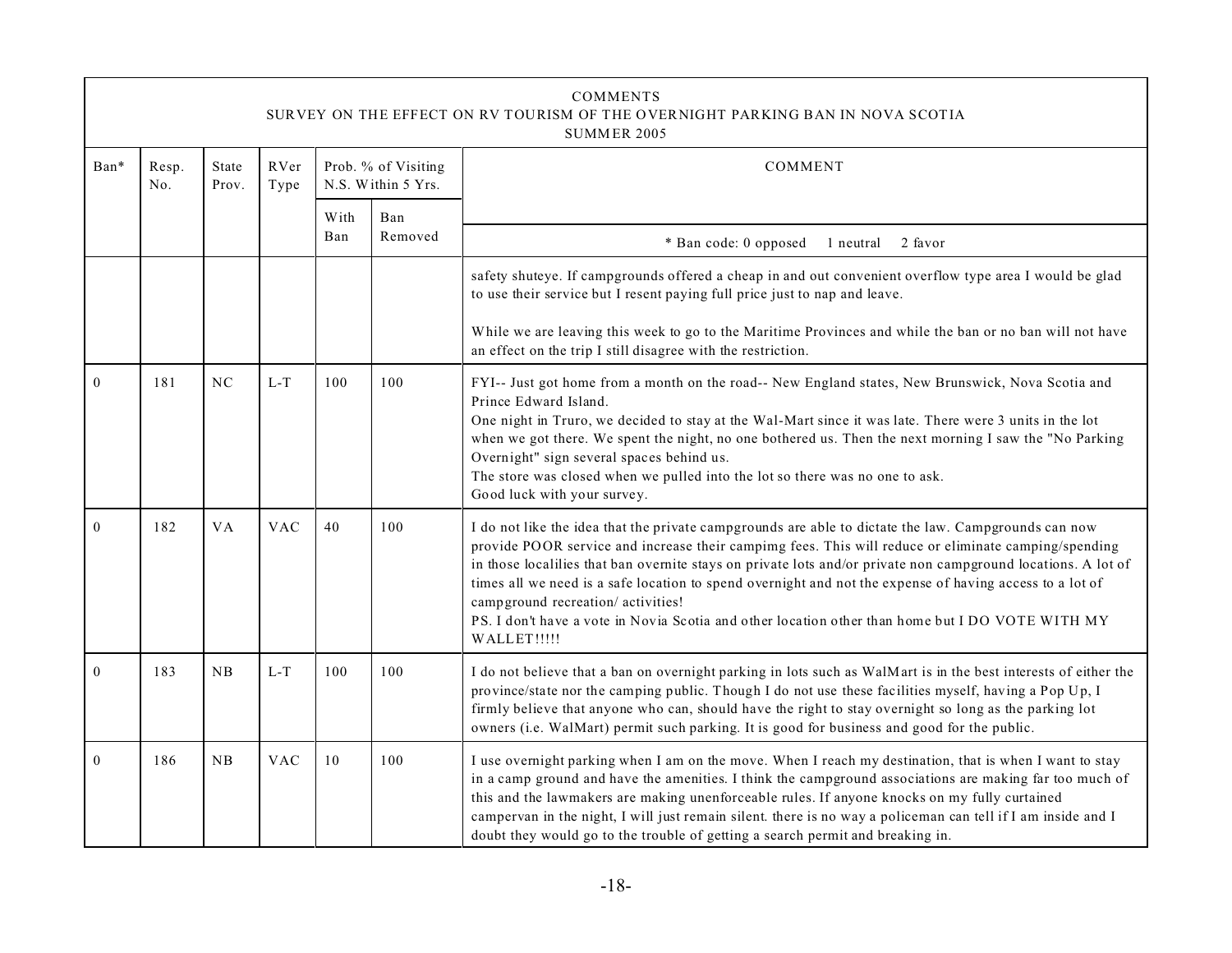| COMMENTS<br>SURVEY ON THE EFFECT ON RV TOURISM OF THE OVERNIGHT PARKING BAN IN NOVA SCOTIA<br>SUMMER 2005 | | | | | | |
|---|---|---|---|---|---|---|
| Ban* | Resp. No. | State Prov. | RVer Type | Prob. % of Visiting N.S. Within 5 Yrs. | | COMMENT |
| | | | | With Ban | Ban Removed | * Ban code: 0 opposed 1 neutral 2 favor |
| | | | | | | safety shuteye. If campgrounds offered a cheap in and out convenient overflow type area I would be glad to use their service but I resent paying full price just to nap and leave.<br><br>While we are leaving this week to go to the Maritime Provinces and while the ban or no ban will not have an effect on the trip I still disagree with the restriction. |
| 0 | 181 | NC | L-T | 100 | 100 | FYI-- Just got home from a month on the road-- New England states, New Brunswick, Nova Scotia and Prince Edward Island.<br>One night in Truro, we decided to stay at the Wal-Mart since it was late. There were 3 units in the lot when we got there. We spent the night, no one bothered us. Then the next morning I saw the "No Parking Overnight" sign several spaces behind us.<br>The store was closed when we pulled into the lot so there was no one to ask.<br>Good luck with your survey. |
| 0 | 182 | VA | VAC | 40 | 100 | I do not like the idea that the private campgrounds are able to dictate the law. Campgrounds can now provide POOR service and increase their campimg fees. This will reduce or eliminate camping/spending in those localilies that ban overnite stays on private lots and/or private non campground locations. A lot of times all we need is a safe location to spend overnight and not the expense of having access to a lot of campground recreation/ activities!<br>PS. I don't have a vote in Novia Scotia and other location other than home but I DO VOTE WITH MY WALLET!!!!! |
| 0 | 183 | NB | L-T | 100 | 100 | I do not believe that a ban on overnight parking in lots such as WalMart is in the best interests of either the province/state nor the camping public. Though I do not use these facilities myself, having a Pop Up, I firmly believe that anyone who can, should have the right to stay overnight so long as the parking lot owners (i.e. WalMart) permit such parking. It is good for business and good for the public. |
| 0 | 186 | NB | VAC | 10 | 100 | I use overnight parking when I am on the move. When I reach my destination, that is when I want to stay in a camp ground and have the amenities. I think the campground associations are making far too much of this and the lawmakers are making unenforceable rules. If anyone knocks on my fully curtained campervan in the night, I will just remain silent. there is no way a policeman can tell if I am inside and I doubt they would go to the trouble of getting a search permit and breaking in. |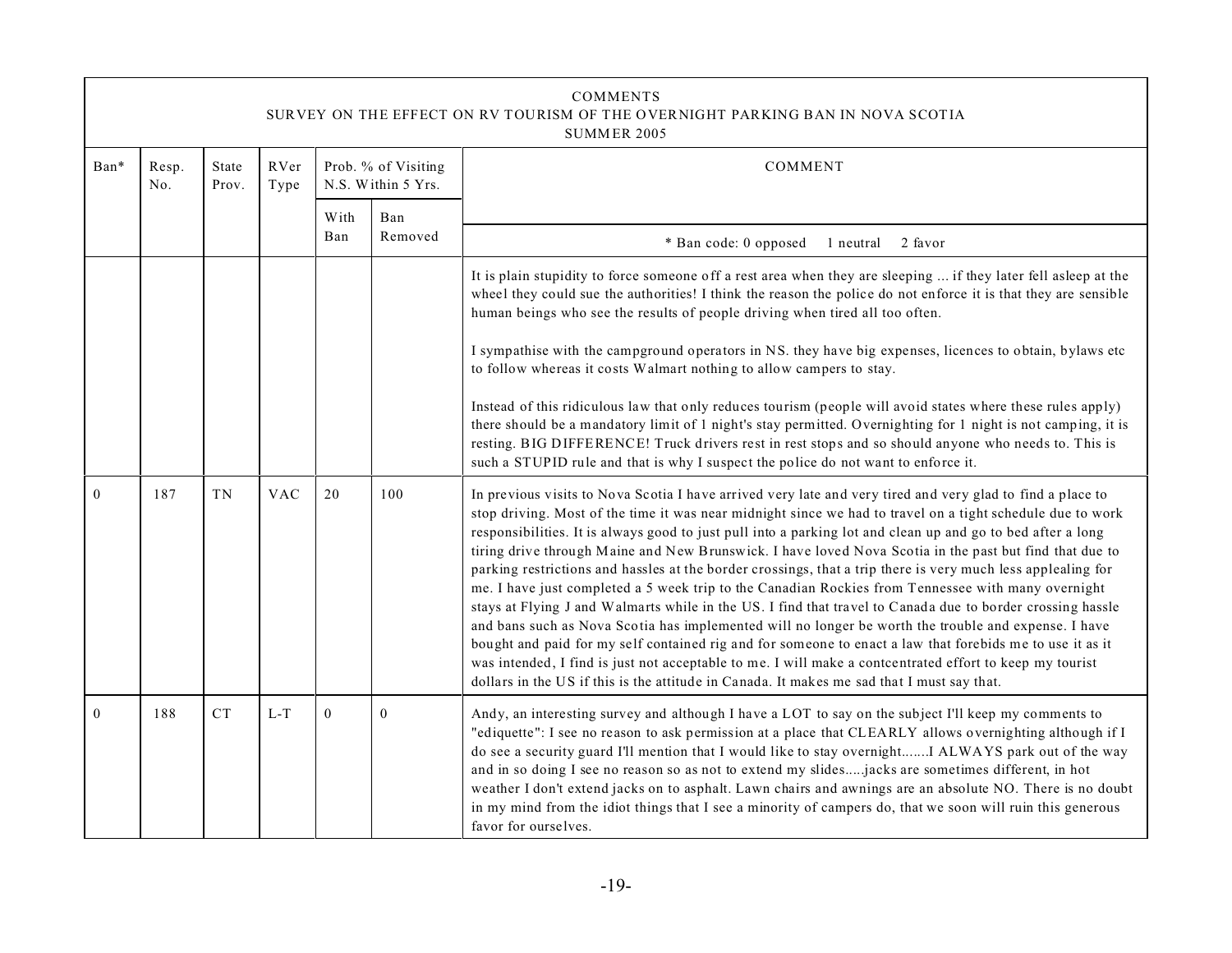| COMMENTS<br>SURVEY ON THE EFFECT ON RV TOURISM OF THE OVERNIGHT PARKING BAN IN NOVA SCOTIA<br>SUMMER 2005 | | | | | | |
|---|---|---|---|---|---|---|
| Ban* | Resp. No. | State Prov. | RVer Type | Prob. % of Visiting N.S. Within 5 Yrs. | | COMMENT |
| | | | | With Ban | Ban Removed | * Ban code: 0 opposed 1 neutral 2 favor |
| | | | | | | It is plain stupidity to force someone off a rest area when they are sleeping ... if they later fell asleep at the wheel they could sue the authorities! I think the reason the police do not enforce it is that they are sensible human beings who see the results of people driving when tired all too often.<br><br>I sympathise with the campground operators in NS. they have big expenses, licences to obtain, bylaws etc to follow whereas it costs Walmart nothing to allow campers to stay.<br><br>Instead of this ridiculous law that only reduces tourism (people will avoid states where these rules apply) there should be a mandatory limit of 1 night's stay permitted. Overnighting for 1 night is not camping, it is resting. BIG DIFFERENCE! Truck drivers rest in rest stops and so should anyone who needs to. This is such a STUPID rule and that is why I suspect the police do not want to enforce it. |
| 0 | 187 | TN | VAC | 20 | 100 | In previous visits to Nova Scotia I have arrived very late and very tired and very glad to find a place to stop driving. Most of the time it was near midnight since we had to travel on a tight schedule due to work responsibilities. It is always good to just pull into a parking lot and clean up and go to bed after a long tiring drive through Maine and New Brunswick. I have loved Nova Scotia in the past but find that due to parking restrictions and hassles at the border crossings, that a trip there is very much less applealing for me. I have just completed a 5 week trip to the Canadian Rockies from Tennessee with many overnight stays at Flying J and Walmarts while in the US. I find that travel to Canada due to border crossing hassle and bans such as Nova Scotia has implemented will no longer be worth the trouble and expense. I have bought and paid for my self contained rig and for someone to enact a law that forebids me to use it as it was intended, I find is just not acceptable to me. I will make a contcentrated effort to keep my tourist dollars in the US if this is the attitude in Canada. It makes me sad that I must say that. |
| 0 | 188 | CT | L-T | 0 | 0 | Andy, an interesting survey and although I have a LOT to say on the subject I'll keep my comments to "ediquette": I see no reason to ask permission at a place that CLEARLY allows overnighting although if I do see a security guard I'll mention that I would like to stay overnight.......I ALWAYS park out of the way and in so doing I see no reason so as not to extend my slides.....jacks are sometimes different, in hot weather I don't extend jacks on to asphalt. Lawn chairs and awnings are an absolute NO. There is no doubt in my mind from the idiot things that I see a minority of campers do, that we soon will ruin this generous favor for ourselves. |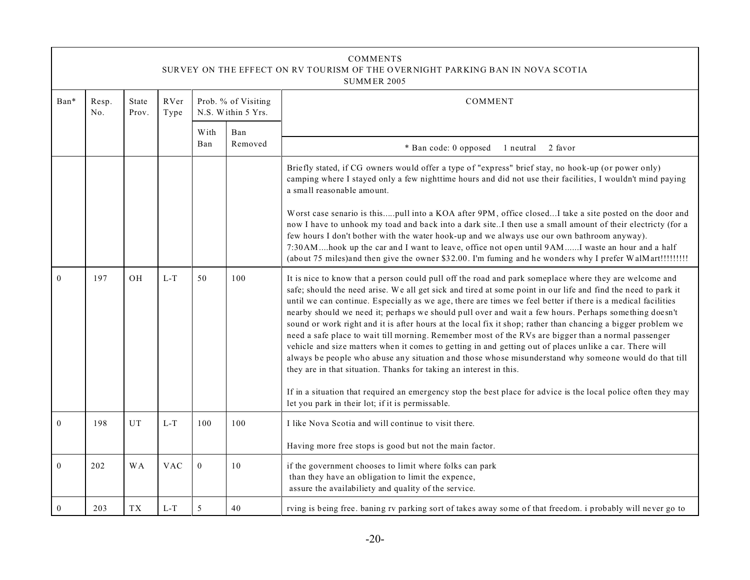| COMMENTS<br>SURVEY ON THE EFFECT ON RV TOURISM OF THE OVERNIGHT PARKING BAN IN NOVA SCOTIA<br>SUMMER 2005 | | | | | | |
|---|---|---|---|---|---|---|
| Ban* | Resp. No. | State Prov. | RVer Type | Prob. % of Visiting N.S. Within 5 Yrs. | | COMMENT |
| | | | | With Ban | Ban Removed | * Ban code: 0 opposed 1 neutral 2 favor |
| | | | | | | Briefly stated, if CG owners would offer a type of "express" brief stay, no hook-up (or power only) camping where I stayed only a few nighttime hours and did not use their facilities, I wouldn't mind paying a small reasonable amount.<br><br>Worst case senario is this.....pull into a KOA after 9PM, office closed...I take a site posted on the door and now I have to unhook my toad and back into a dark site..I then use a small amount of their electricty (for a few hours I don't bother with the water hook-up and we always use our own bathroom anyway). 7:30AM....hook up the car and I want to leave, office not open until 9AM......I waste an hour and a half (about 75 miles)and then give the owner $32.00. I'm fuming and he wonders why I prefer WalMart!!!!!!!!! |
| 0 | 197 | OH | L-T | 50 | 100 | It is nice to know that a person could pull off the road and park someplace where they are welcome and safe; should the need arise. We all get sick and tired at some point in our life and find the need to park it until we can continue. Especially as we age, there are times we feel better if there is a medical facilities nearby should we need it; perhaps we should pull over and wait a few hours. Perhaps something doesn't sound or work right and it is after hours at the local fix it shop; rather than chancing a bigger problem we need a safe place to wait till morning. Remember most of the RVs are bigger than a normal passenger vehicle and size matters when it comes to getting in and getting out of places unlike a car. There will always be people who abuse any situation and those whose misunderstand why someone would do that till they are in that situation. Thanks for taking an interest in this.<br><br>If in a situation that required an emergency stop the best place for advice is the local police often they may let you park in their lot; if it is permissable. |
| 0 | 198 | UT | L-T | 100 | 100 | I like Nova Scotia and will continue to visit there.<br><br>Having more free stops is good but not the main factor. |
| 0 | 202 | WA | VAC | 0 | 10 | if the government chooses to limit where folks can park<br>than they have an obligation to limit the expence,<br>assure the availabiliety and quality of the service. |
| 0 | 203 | TX | L-T | 5 | 40 | rving is being free. baning rv parking sort of takes away some of that freedom. i probably will never go to |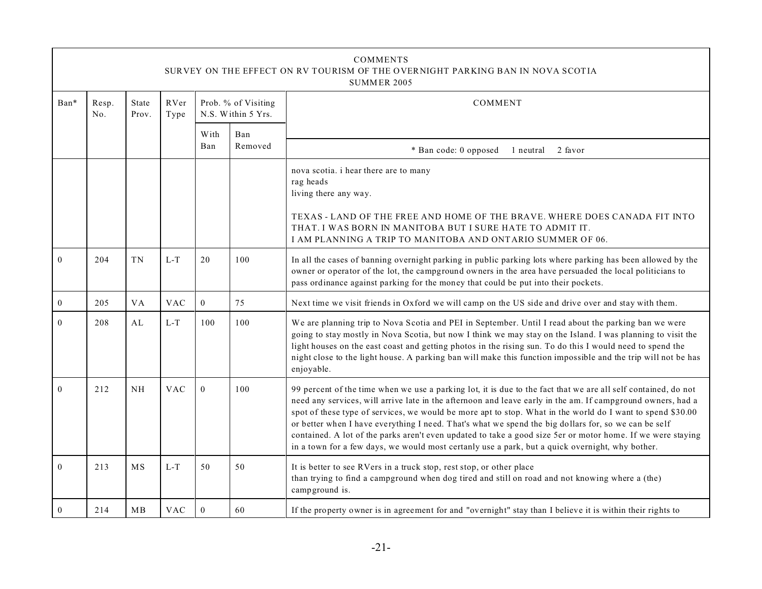COMMENTS
SURVEY ON THE EFFECT ON RV TOURISM OF THE OVERNIGHT PARKING BAN IN NOVA SCOTIA
SUMMER 2005

| Ban* | Resp. No. | State Prov. | RVer Type | Prob. % of Visiting N.S. Within 5 Yrs. | | COMMENT |
|---|---|---|---|---|---|---|
| | | | | With Ban | Ban Removed | * Ban code: 0 opposed 1 neutral 2 favor |
| | | | | | | nova scotia. i hear there are to many rag heads living there any way.<br><br>TEXAS - LAND OF THE FREE AND HOME OF THE BRAVE. WHERE DOES CANADA FIT INTO THAT. I WAS BORN IN MANITOBA BUT I SURE HATE TO ADMIT IT. I AM PLANNING A TRIP TO MANITOBA AND ONTARIO SUMMER OF 06. |
| 0 | 204 | TN | L-T | 20 | 100 | In all the cases of banning overnight parking in public parking lots where parking has been allowed by the owner or operator of the lot, the campground owners in the area have persuaded the local politicians to pass ordinance against parking for the money that could be put into their pockets. |
| 0 | 205 | VA | VAC | 0 | 75 | Next time we visit friends in Oxford we will camp on the US side and drive over and stay with them. |
| 0 | 208 | AL | L-T | 100 | 100 | We are planning trip to Nova Scotia and PEI in September. Until I read about the parking ban we were going to stay mostly in Nova Scotia, but now I think we may stay on the Island. I was planning to visit the light houses on the east coast and getting photos in the rising sun. To do this I would need to spend the night close to the light house. A parking ban will make this function impossible and the trip will not be has enjoyable. |
| 0 | 212 | NH | VAC | 0 | 100 | 99 percent of the time when we use a parking lot, it is due to the fact that we are all self contained, do not need any services, will arrive late in the afternoon and leave early in the am. If campground owners, had a spot of these type of services, we would be more apt to stop. What in the world do I want to spend $30.00 or better when I have everything I need. That's what we spend the big dollars for, so we can be self contained. A lot of the parks aren't even updated to take a good size 5er or motor home. If we were staying in a town for a few days, we would most certanly use a park, but a quick overnight, why bother. |
| 0 | 213 | MS | L-T | 50 | 50 | It is better to see RVers in a truck stop, rest stop, or other place than trying to find a campground when dog tired and still on road and not knowing where a (the) campground is. |
| 0 | 214 | MB | VAC | 0 | 60 | If the property owner is in agreement for and "overnight" stay than I believe it is within their rights to |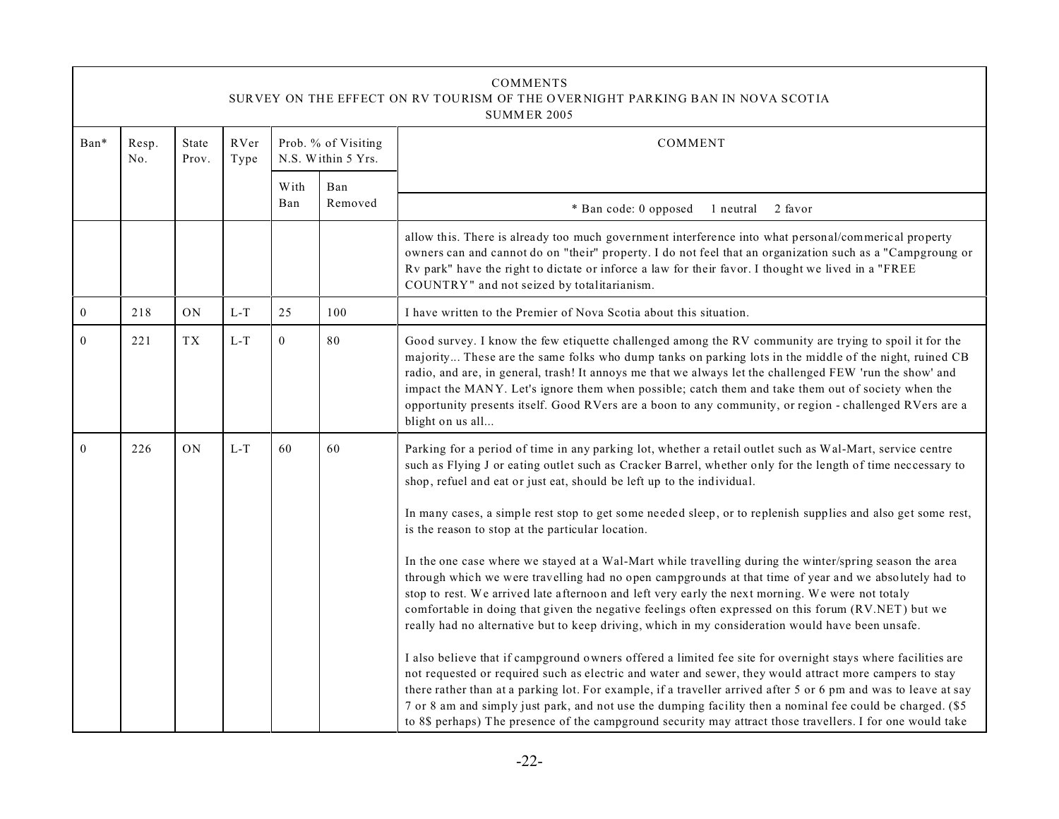COMMENTS
SURVEY ON THE EFFECT ON RV TOURISM OF THE OVERNIGHT PARKING BAN IN NOVA SCOTIA
SUMMER 2005

| Ban* | Resp. No. | State Prov. | RVer Type | Prob. % of Visiting N.S. Within 5 Yrs. | | COMMENT |
|---|---|---|---|---|---|---|
| | | | | With Ban | Ban Removed | * Ban code: 0 opposed 1 neutral 2 favor |
| | | | | | | allow this. There is already too much government interference into what personal/commerical property owners can and cannot do on "their" property. I do not feel that an organization such as a "Campgroung or Rv park" have the right to dictate or inforce a law for their favor. I thought we lived in a "FREE COUNTRY" and not seized by totalitarianism. |
| 0 | 218 | ON | L-T | 25 | 100 | I have written to the Premier of Nova Scotia about this situation. |
| 0 | 221 | TX | L-T | 0 | 80 | Good survey. I know the few etiquette challenged among the RV community are trying to spoil it for the majority... These are the same folks who dump tanks on parking lots in the middle of the night, ruined CB radio, and are, in general, trash! It annoys me that we always let the challenged FEW 'run the show' and impact the MANY. Let's ignore them when possible; catch them and take them out of society when the opportunity presents itself. Good RVers are a boon to any community, or region - challenged RVers are a blight on us all... |
| 0 | 226 | ON | L-T | 60 | 60 | Parking for a period of time in any parking lot, whether a retail outlet such as Wal-Mart, service centre such as Flying J or eating outlet such as Cracker Barrel, whether only for the length of time neccessary to shop, refuel and eat or just eat, should be left up to the individual.<br><br>In many cases, a simple rest stop to get some needed sleep, or to replenish supplies and also get some rest, is the reason to stop at the particular location.<br><br>In the one case where we stayed at a Wal-Mart while travelling during the winter/spring season the area through which we were travelling had no open campgrounds at that time of year and we absolutely had to stop to rest. We arrived late afternoon and left very early the next morning. We were not totaly comfortable in doing that given the negative feelings often expressed on this forum (RV.NET) but we really had no alternative but to keep driving, which in my consideration would have been unsafe.<br><br>I also believe that if campground owners offered a limited fee site for overnight stays where facilities are not requested or required such as electric and water and sewer, they would attract more campers to stay there rather than at a parking lot. For example, if a traveller arrived after 5 or 6 pm and was to leave at say 7 or 8 am and simply just park, and not use the dumping facility then a nominal fee could be charged. ($5 to 8$ perhaps) The presence of the campground security may attract those travellers. I for one would take |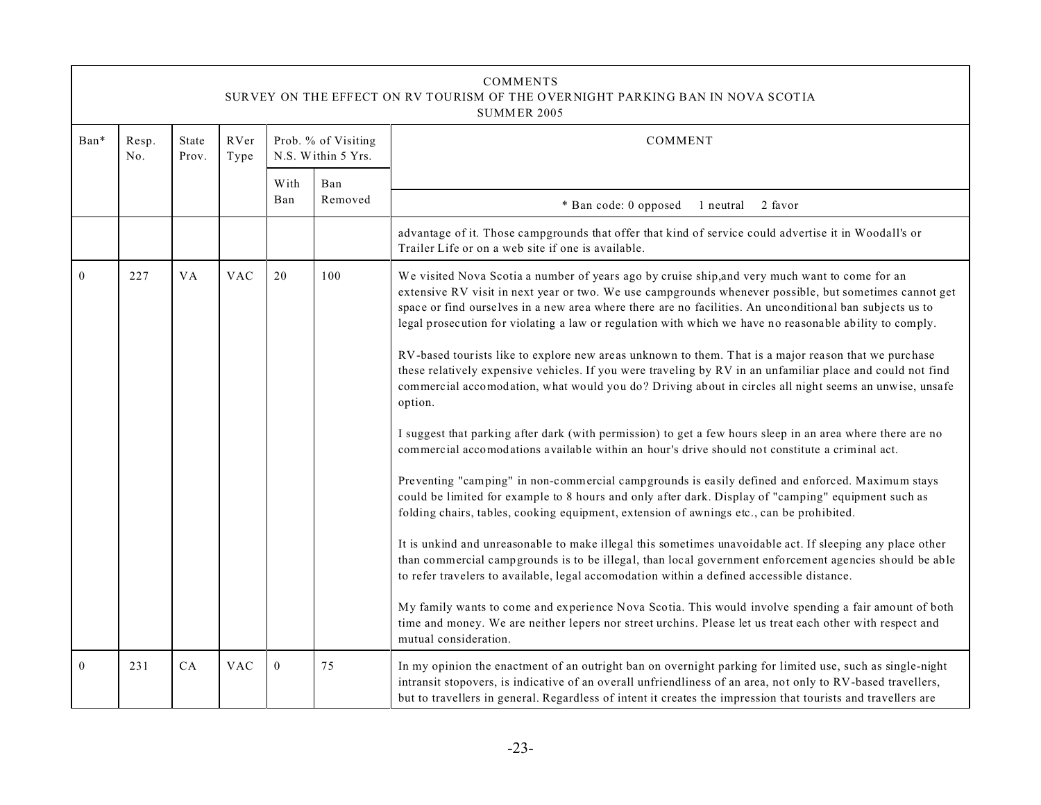COMMENTS
SURVEY ON THE EFFECT ON RV TOURISM OF THE OVERNIGHT PARKING BAN IN NOVA SCOTIA
SUMMER 2005

| Ban* | Resp. No. | State Prov. | RVer Type | Prob. % of Visiting N.S. Within 5 Yrs. | | COMMENT |
|---|---|---|---|---|---|---|
| | | | | With Ban | Ban Removed | * Ban code: 0 opposed 1 neutral 2 favor |
| | | | | | | advantage of it. Those campgrounds that offer that kind of service could advertise it in Woodall's or Trailer Life or on a web site if one is available. |
| 0 | 227 | VA | VAC | 20 | 100 | We visited Nova Scotia a number of years ago by cruise ship,and very much want to come for an extensive RV visit in next year or two. We use campgrounds whenever possible, but sometimes cannot get space or find ourselves in a new area where there are no facilities. An unconditional ban subjects us to legal prosecution for violating a law or regulation with which we have no reasonable ability to comply.<br><br>RV-based tourists like to explore new areas unknown to them. That is a major reason that we purchase these relatively expensive vehicles. If you were traveling by RV in an unfamiliar place and could not find commercial accomodation, what would you do? Driving about in circles all night seems an unwise, unsafe option.<br><br>I suggest that parking after dark (with permission) to get a few hours sleep in an area where there are no commercial accomodations available within an hour's drive should not constitute a criminal act.<br><br>Preventing "camping" in non-commercial campgrounds is easily defined and enforced. Maximum stays could be limited for example to 8 hours and only after dark. Display of "camping" equipment such as folding chairs, tables, cooking equipment, extension of awnings etc., can be prohibited.<br><br>It is unkind and unreasonable to make illegal this sometimes unavoidable act. If sleeping any place other than commercial campgrounds is to be illegal, than local government enforcement agencies should be able to refer travelers to available, legal accomodation within a defined accessible distance.<br><br>My family wants to come and experience Nova Scotia. This would involve spending a fair amount of both time and money. We are neither lepers nor street urchins. Please let us treat each other with respect and mutual consideration. |
| 0 | 231 | CA | VAC | 0 | 75 | In my opinion the enactment of an outright ban on overnight parking for limited use, such as single-night intransit stopovers, is indicative of an overall unfriendliness of an area, not only to RV-based travellers, but to travellers in general. Regardless of intent it creates the impression that tourists and travellers are |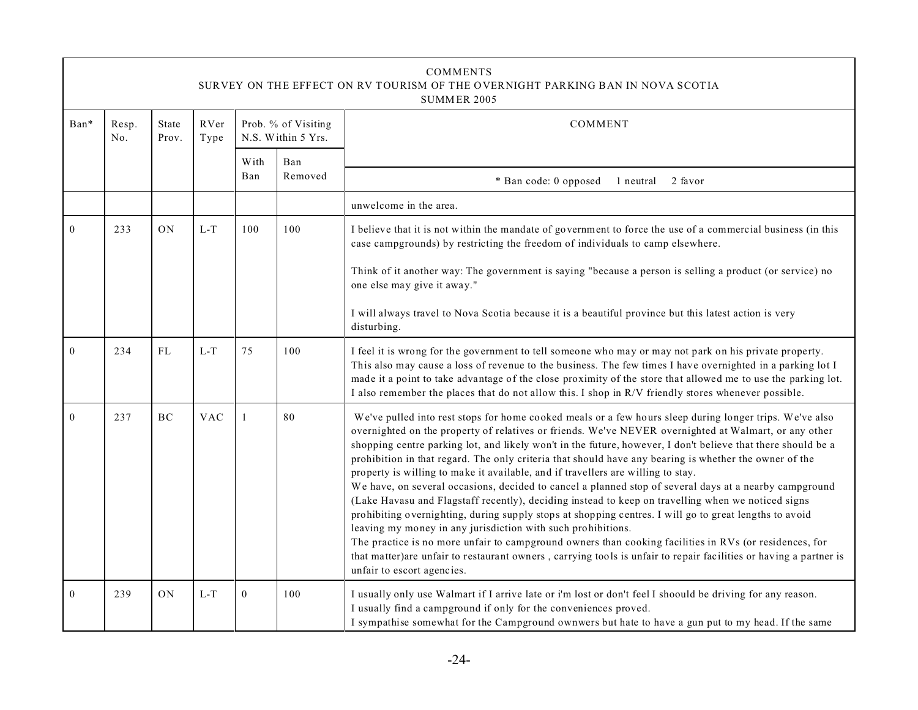COMMENTS
SURVEY ON THE EFFECT ON RV TOURISM OF THE OVERNIGHT PARKING BAN IN NOVA SCOTIA
SUMMER 2005

| Ban* | Resp. No. | State Prov. | RVer Type | Prob. % of Visiting N.S. Within 5 Yrs. | | COMMENT |
|---|---|---|---|---|---|---|
| | | | | With Ban | Ban Removed | * Ban code: 0 opposed 1 neutral 2 favor |
| | | | | | | unwelcome in the area. |
| 0 | 233 | ON | L-T | 100 | 100 | I believe that it is not within the mandate of government to force the use of a commercial business (in this case campgrounds) by restricting the freedom of individuals to camp elsewhere.<br><br>Think of it another way: The government is saying "because a person is selling a product (or service) no one else may give it away."<br><br>I will always travel to Nova Scotia because it is a beautiful province but this latest action is very disturbing. |
| 0 | 234 | FL | L-T | 75 | 100 | I feel it is wrong for the government to tell someone who may or may not park on his private property. This also may cause a loss of revenue to the business. The few times I have overnighted in a parking lot I made it a point to take advantage of the close proximity of the store that allowed me to use the parking lot. I also remember the places that do not allow this. I shop in R/V friendly stores whenever possible. |
| 0 | 237 | BC | VAC | 1 | 80 | We've pulled into rest stops for home cooked meals or a few hours sleep during longer trips. We've also overnighted on the property of relatives or friends. We've NEVER overnighted at Walmart, or any other shopping centre parking lot, and likely won't in the future, however, I don't believe that there should be a prohibition in that regard. The only criteria that should have any bearing is whether the owner of the property is willing to make it available, and if travellers are willing to stay.<br>We have, on several occasions, decided to cancel a planned stop of several days at a nearby campground (Lake Havasu and Flagstaff recently), deciding instead to keep on travelling when we noticed signs prohibiting overnighting, during supply stops at shopping centres. I will go to great lengths to avoid leaving my money in any jurisdiction with such prohibitions.<br>The practice is no more unfair to campground owners than cooking facilities in RVs (or residences, for that matter)are unfair to restaurant owners , carrying tools is unfair to repair facilities or having a partner is unfair to escort agencies. |
| 0 | 239 | ON | L-T | 0 | 100 | I usually only use Walmart if I arrive late or i'm lost or don't feel I shoould be driving for any reason.<br>I usually find a campground if only for the conveniences proved.<br>I sympathise somewhat for the Campground ownwers but hate to have a gun put to my head. If the same |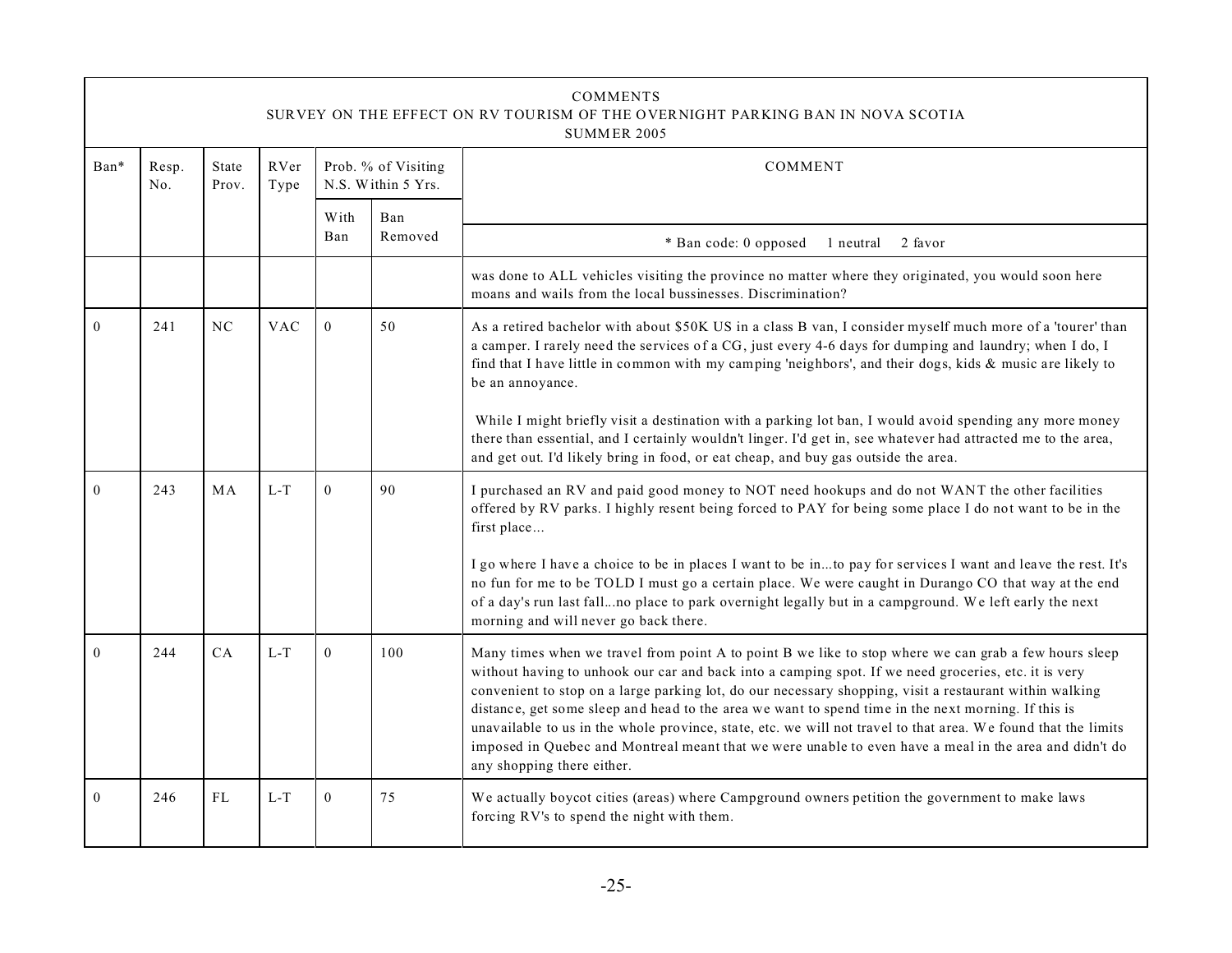COMMENTS
SURVEY ON THE EFFECT ON RV TOURISM OF THE OVERNIGHT PARKING BAN IN NOVA SCOTIA
SUMMER 2005

| Ban* | Resp. No. | State Prov. | RVer Type | Prob. % of Visiting N.S. Within 5 Yrs. | | COMMENT |
|---|---|---|---|---|---|---|
| | | | | With Ban | Ban Removed | * Ban code: 0 opposed 1 neutral 2 favor |
| | | | | | | was done to ALL vehicles visiting the province no matter where they originated, you would soon here moans and wails from the local bussinesses. Discrimination? |
| 0 | 241 | NC | VAC | 0 | 50 | As a retired bachelor with about $50K US in a class B van, I consider myself much more of a 'tourer' than a camper. I rarely need the services of a CG, just every 4-6 days for dumping and laundry; when I do, I find that I have little in common with my camping 'neighbors', and their dogs, kids & music are likely to be an annoyance.<br><br>While I might briefly visit a destination with a parking lot ban, I would avoid spending any more money there than essential, and I certainly wouldn't linger. I'd get in, see whatever had attracted me to the area, and get out. I'd likely bring in food, or eat cheap, and buy gas outside the area. |
| 0 | 243 | MA | L-T | 0 | 90 | I purchased an RV and paid good money to NOT need hookups and do not WANT the other facilities offered by RV parks. I highly resent being forced to PAY for being some place I do not want to be in the first place...<br><br>I go where I have a choice to be in places I want to be in...to pay for services I want and leave the rest. It's no fun for me to be TOLD I must go a certain place. We were caught in Durango CO that way at the end of a day's run last fall...no place to park overnight legally but in a campground. We left early the next morning and will never go back there. |
| 0 | 244 | CA | L-T | 0 | 100 | Many times when we travel from point A to point B we like to stop where we can grab a few hours sleep without having to unhook our car and back into a camping spot. If we need groceries, etc. it is very convenient to stop on a large parking lot, do our necessary shopping, visit a restaurant within walking distance, get some sleep and head to the area we want to spend time in the next morning. If this is unavailable to us in the whole province, state, etc. we will not travel to that area. We found that the limits imposed in Quebec and Montreal meant that we were unable to even have a meal in the area and didn't do any shopping there either. |
| 0 | 246 | FL | L-T | 0 | 75 | We actually boycot cities (areas) where Campground owners petition the government to make laws forcing RV's to spend the night with them. |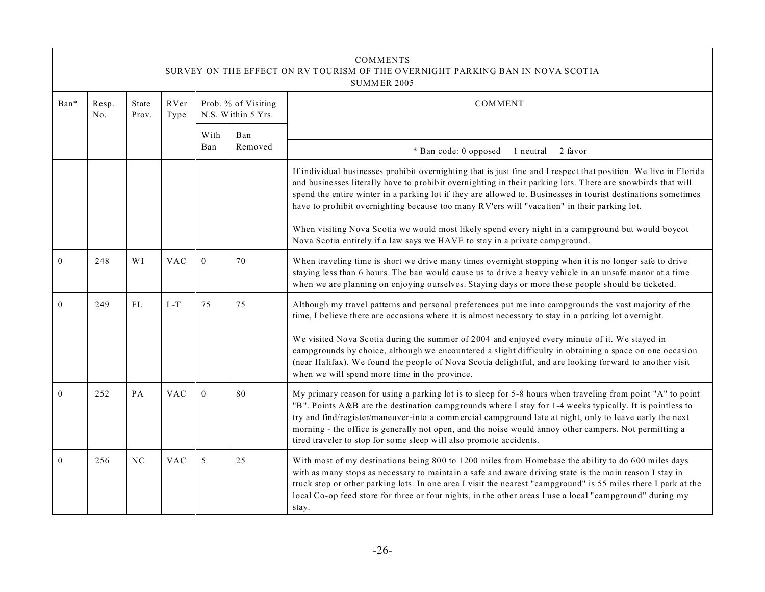COMMENTS
SURVEY ON THE EFFECT ON RV TOURISM OF THE OVERNIGHT PARKING BAN IN NOVA SCOTIA
SUMMER 2005

| Ban* | Resp. No. | State Prov. | RVer Type | Prob. % of Visiting N.S. Within 5 Yrs. | | COMMENT |
|---|---|---|---|---|---|---|
| | | | | With Ban | Ban Removed | * Ban code: 0 opposed 1 neutral 2 favor |
| | | | | | | If individual businesses prohibit overnighting that is just fine and I respect that position. We live in Florida and businesses literally have to prohibit overnighting in their parking lots. There are snowbirds that will spend the entire winter in a parking lot if they are allowed to. Businesses in tourist destinations sometimes have to prohibit overnighting because too many RV'ers will "vacation" in their parking lot.<br><br>When visiting Nova Scotia we would most likely spend every night in a campground but would boycot Nova Scotia entirely if a law says we HAVE to stay in a private campground. |
| 0 | 248 | WI | VAC | 0 | 70 | When traveling time is short we drive many times overnight stopping when it is no longer safe to drive staying less than 6 hours. The ban would cause us to drive a heavy vehicle in an unsafe manor at a time when we are planning on enjoying ourselves. Staying days or more those people should be ticketed. |
| 0 | 249 | FL | L-T | 75 | 75 | Although my travel patterns and personal preferences put me into campgrounds the vast majority of the time, I believe there are occasions where it is almost necessary to stay in a parking lot overnight.<br><br>We visited Nova Scotia during the summer of 2004 and enjoyed every minute of it. We stayed in campgrounds by choice, although we encountered a slight difficulty in obtaining a space on one occasion (near Halifax). We found the people of Nova Scotia delightful, and are looking forward to another visit when we will spend more time in the province. |
| 0 | 252 | PA | VAC | 0 | 80 | My primary reason for using a parking lot is to sleep for 5-8 hours when traveling from point "A" to point "B". Points A&B are the destination campgrounds where I stay for 1-4 weeks typically. It is pointless to try and find/register/maneuver-into a commercial campground late at night, only to leave early the next morning - the office is generally not open, and the noise would annoy other campers. Not permitting a tired traveler to stop for some sleep will also promote accidents. |
| 0 | 256 | NC | VAC | 5 | 25 | With most of my destinations being 800 to 1200 miles from Homebase the ability to do 600 miles days with as many stops as necessary to maintain a safe and aware driving state is the main reason I stay in truck stop or other parking lots. In one area I visit the nearest "campground" is 55 miles there I park at the local Co-op feed store for three or four nights, in the other areas I use a local "campground" during my stay. |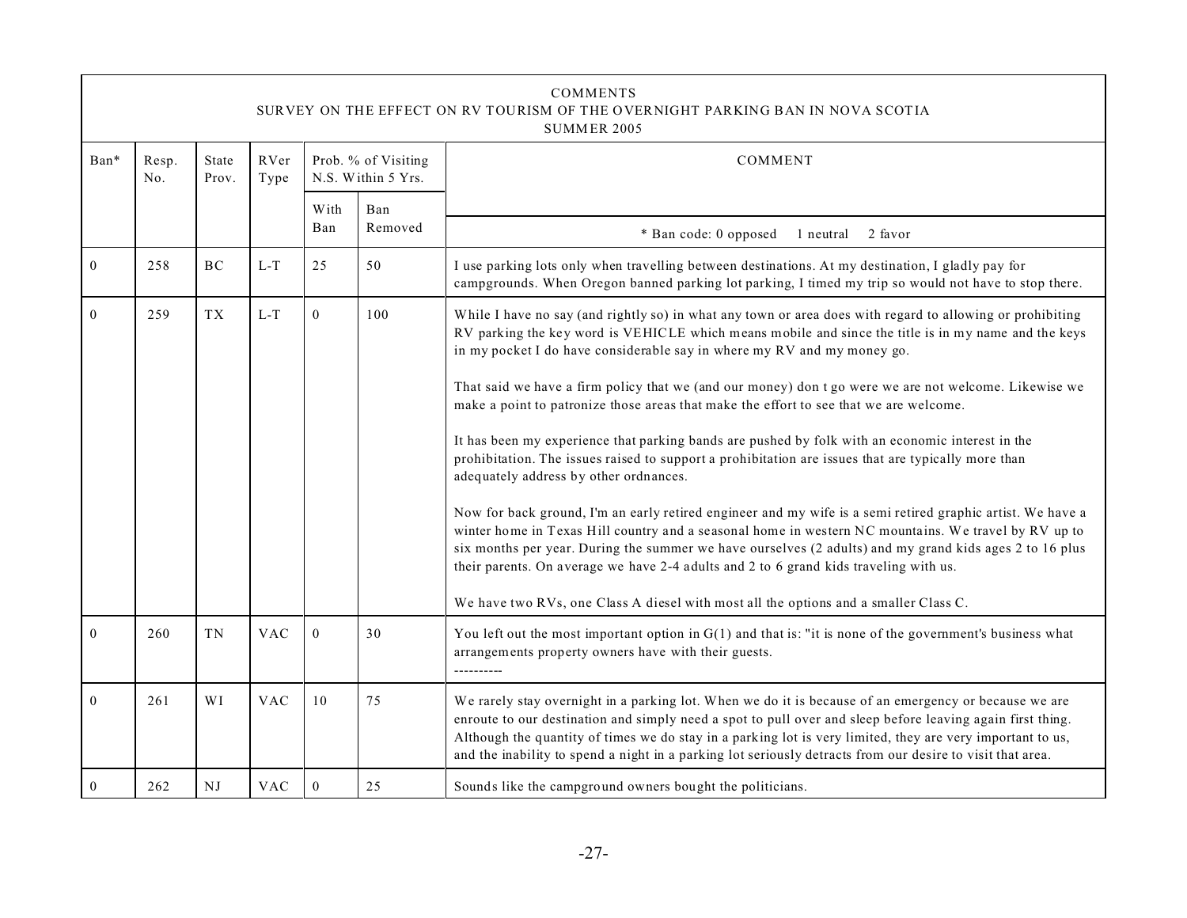COMMENTS
SURVEY ON THE EFFECT ON RV TOURISM OF THE OVERNIGHT PARKING BAN IN NOVA SCOTIA
SUMMER 2005

| Ban* | Resp. No. | State Prov. | RVer Type | Prob. % of Visiting N.S. Within 5 Yrs. | | COMMENT |
|---|---|---|---|---|---|---|
| | | | | With Ban | Ban Removed | * Ban code: 0 opposed 1 neutral 2 favor |
| 0 | 258 | BC | L-T | 25 | 50 | I use parking lots only when travelling between destinations. At my destination, I gladly pay for campgrounds. When Oregon banned parking lot parking, I timed my trip so would not have to stop there. |
| 0 | 259 | TX | L-T | 0 | 100 | While I have no say (and rightly so) in what any town or area does with regard to allowing or prohibiting RV parking the key word is VEHICLE which means mobile and since the title is in my name and the keys in my pocket I do have considerable say in where my RV and my money go.<br><br>That said we have a firm policy that we (and our money) don t go were we are not welcome. Likewise we make a point to patronize those areas that make the effort to see that we are welcome.<br><br>It has been my experience that parking bands are pushed by folk with an economic interest in the prohibitation. The issues raised to support a prohibitation are issues that are typically more than adequately address by other ordnances.<br><br>Now for back ground, I'm an early retired engineer and my wife is a semi retired graphic artist. We have a winter home in Texas Hill country and a seasonal home in western NC mountains. We travel by RV up to six months per year. During the summer we have ourselves (2 adults) and my grand kids ages 2 to 16 plus their parents. On average we have 2-4 adults and 2 to 6 grand kids traveling with us.<br><br>We have two RVs, one Class A diesel with most all the options and a smaller Class C. |
| 0 | 260 | TN | VAC | 0 | 30 | You left out the most important option in G(1) and that is: "it is none of the government's business what arrangements property owners have with their guests.<br>---------- |
| 0 | 261 | WI | VAC | 10 | 75 | We rarely stay overnight in a parking lot. When we do it is because of an emergency or because we are enroute to our destination and simply need a spot to pull over and sleep before leaving again first thing. Although the quantity of times we do stay in a parking lot is very limited, they are very important to us, and the inability to spend a night in a parking lot seriously detracts from our desire to visit that area. |
| 0 | 262 | NJ | VAC | 0 | 25 | Sounds like the campground owners bought the politicians. |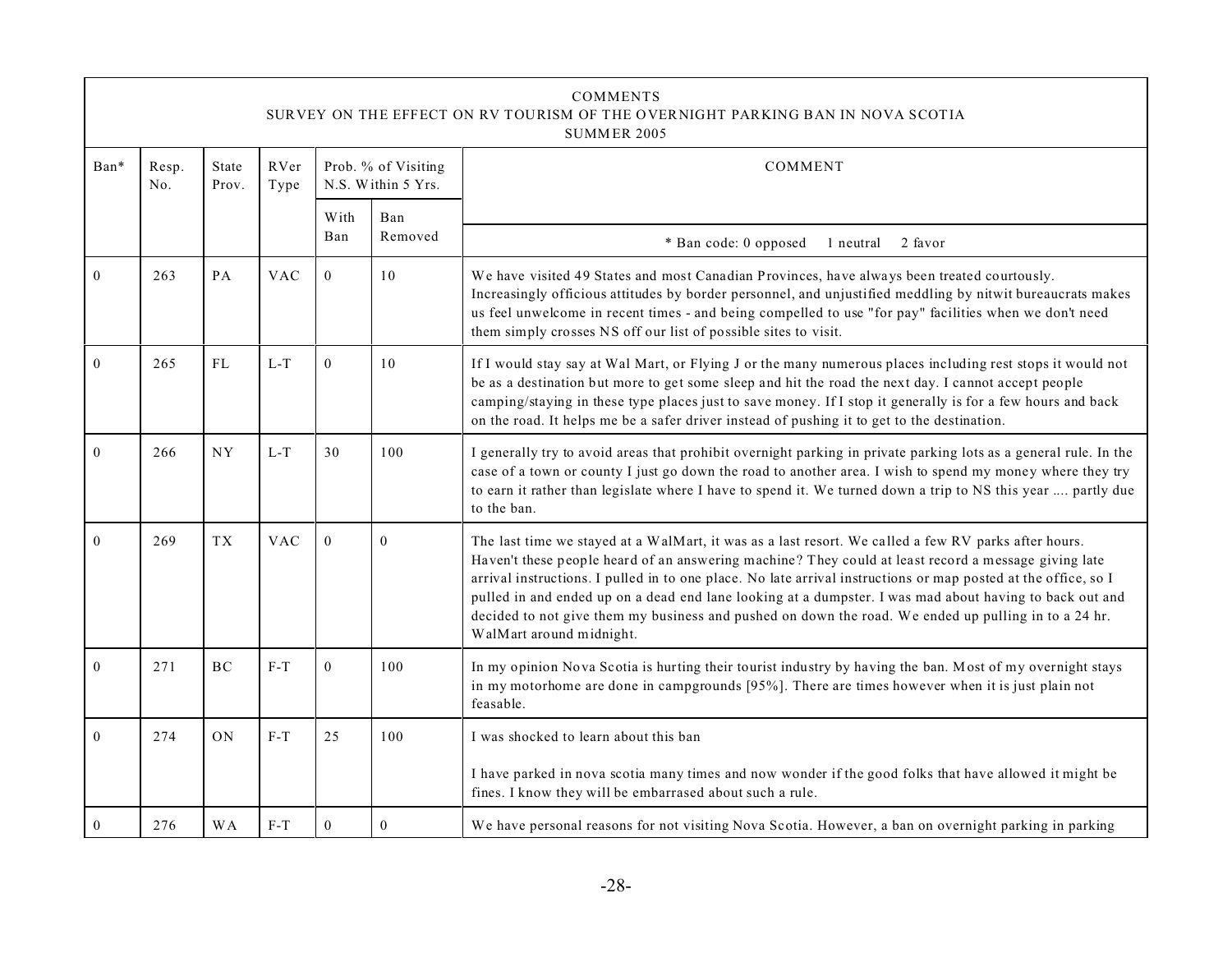COMMENTS
SURVEY ON THE EFFECT ON RV TOURISM OF THE OVERNIGHT PARKING BAN IN NOVA SCOTIA
SUMMER 2005

| Ban* | Resp. No. | State Prov. | RVer Type | Prob. % of Visiting N.S. Within 5 Yrs. | | COMMENT |
|---|---|---|---|---|---|---|
| | | | | With Ban | Ban Removed | * Ban code: 0 opposed 1 neutral 2 favor |
| 0 | 263 | PA | VAC | 0 | 10 | We have visited 49 States and most Canadian Provinces, have always been treated courtously. Increasingly officious attitudes by border personnel, and unjustified meddling by nitwit bureaucrats makes us feel unwelcome in recent times - and being compelled to use "for pay" facilities when we don't need them simply crosses NS off our list of possible sites to visit. |
| 0 | 265 | FL | L-T | 0 | 10 | If I would stay say at Wal Mart, or Flying J or the many numerous places including rest stops it would not be as a destination but more to get some sleep and hit the road the next day. I cannot accept people camping/staying in these type places just to save money. If I stop it generally is for a few hours and back on the road. It helps me be a safer driver instead of pushing it to get to the destination. |
| 0 | 266 | NY | L-T | 30 | 100 | I generally try to avoid areas that prohibit overnight parking in private parking lots as a general rule. In the case of a town or county I just go down the road to another area. I wish to spend my money where they try to earn it rather than legislate where I have to spend it. We turned down a trip to NS this year .... partly due to the ban. |
| 0 | 269 | TX | VAC | 0 | 0 | The last time we stayed at a WalMart, it was as a last resort. We called a few RV parks after hours. Haven't these people heard of an answering machine? They could at least record a message giving late arrival instructions. I pulled in to one place. No late arrival instructions or map posted at the office, so I pulled in and ended up on a dead end lane looking at a dumpster. I was mad about having to back out and decided to not give them my business and pushed on down the road. We ended up pulling in to a 24 hr. WalMart around midnight. |
| 0 | 271 | BC | F-T | 0 | 100 | In my opinion Nova Scotia is hurting their tourist industry by having the ban. Most of my overnight stays in my motorhome are done in campgrounds [95%]. There are times however when it is just plain not feasable. |
| 0 | 274 | ON | F-T | 25 | 100 | I was shocked to learn about this ban<br><br>I have parked in nova scotia many times and now wonder if the good folks that have allowed it might be fines. I know they will be embarrased about such a rule. |
| 0 | 276 | WA | F-T | 0 | 0 | We have personal reasons for not visiting Nova Scotia. However, a ban on overnight parking in parking |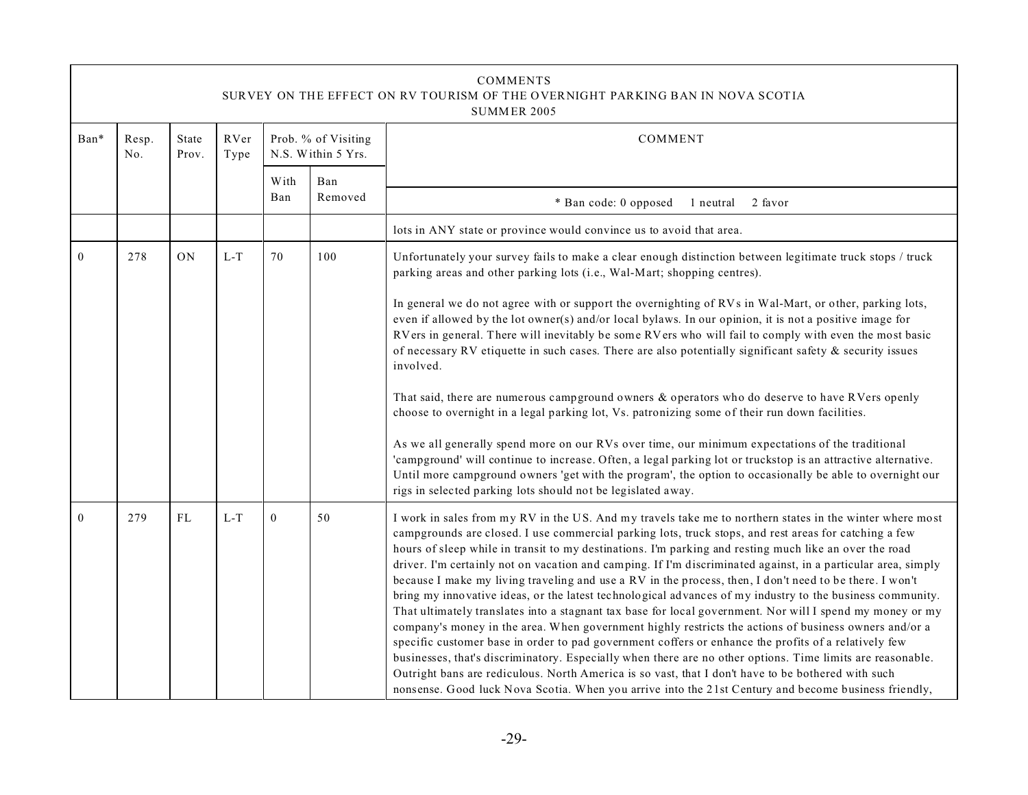COMMENTS
SURVEY ON THE EFFECT ON RV TOURISM OF THE OVERNIGHT PARKING BAN IN NOVA SCOTIA
SUMMER 2005

| Ban* | Resp. No. | State Prov. | RVer Type | Prob. % of Visiting N.S. Within 5 Yrs. | | COMMENT |
|---|---|---|---|---|---|---|
| | | | | With Ban | Ban Removed | * Ban code: 0 opposed 1 neutral 2 favor |
| | | | | | | lots in ANY state or province would convince us to avoid that area. |
| 0 | 278 | ON | L-T | 70 | 100 | Unfortunately your survey fails to make a clear enough distinction between legitimate truck stops / truck parking areas and other parking lots (i.e., Wal-Mart; shopping centres).<br><br>In general we do not agree with or support the overnighting of RVs in Wal-Mart, or other, parking lots, even if allowed by the lot owner(s) and/or local bylaws. In our opinion, it is not a positive image for RVers in general. There will inevitably be some RVers who will fail to comply with even the most basic of necessary RV etiquette in such cases. There are also potentially significant safety & security issues involved.<br><br>That said, there are numerous campground owners & operators who do deserve to have RVers openly choose to overnight in a legal parking lot, Vs. patronizing some of their run down facilities.<br><br>As we all generally spend more on our RVs over time, our minimum expectations of the traditional 'campground' will continue to increase. Often, a legal parking lot or truckstop is an attractive alternative. Until more campground owners 'get with the program', the option to occasionally be able to overnight our rigs in selected parking lots should not be legislated away. |
| 0 | 279 | FL | L-T | 0 | 50 | I work in sales from my RV in the US. And my travels take me to northern states in the winter where most campgrounds are closed. I use commercial parking lots, truck stops, and rest areas for catching a few hours of sleep while in transit to my destinations. I'm parking and resting much like an over the road driver. I'm certainly not on vacation and camping. If I'm discriminated against, in a particular area, simply because I make my living traveling and use a RV in the process, then, I don't need to be there. I won't bring my innovative ideas, or the latest technological advances of my industry to the business community. That ultimately translates into a stagnant tax base for local government. Nor will I spend my money or my company's money in the area. When government highly restricts the actions of business owners and/or a specific customer base in order to pad government coffers or enhance the profits of a relatively few businesses, that's discriminatory. Especially when there are no other options. Time limits are reasonable. Outright bans are rediculous. North America is so vast, that I don't have to be bothered with such nonsense. Good luck Nova Scotia. When you arrive into the 21st Century and become business friendly, |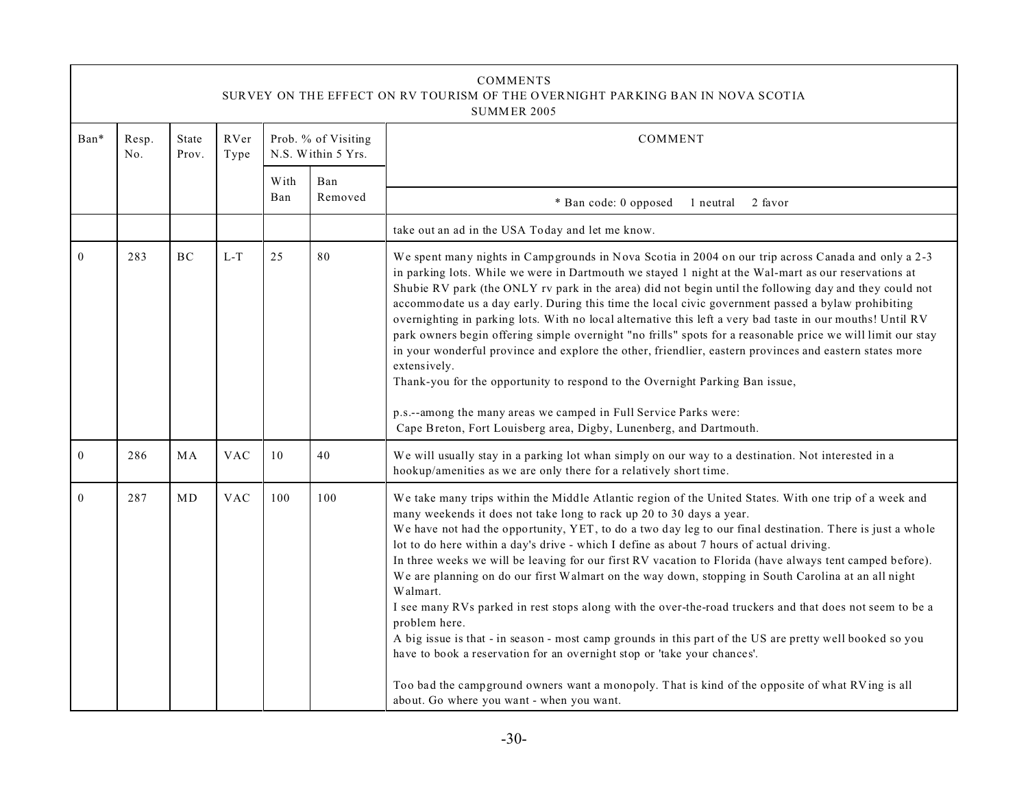COMMENTS
SURVEY ON THE EFFECT ON RV TOURISM OF THE OVERNIGHT PARKING BAN IN NOVA SCOTIA
SUMMER 2005

| Ban* | Resp. No. | State Prov. | RVer Type | Prob. % of Visiting N.S. Within 5 Yrs. | | COMMENT |
|---|---|---|---|---|---|---|
| | | | | With Ban | Ban Removed | * Ban code: 0 opposed 1 neutral 2 favor |
| | | | | | | take out an ad in the USA Today and let me know. |
| 0 | 283 | BC | L-T | 25 | 80 | We spent many nights in Campgrounds in Nova Scotia in 2004 on our trip across Canada and only a 2-3 in parking lots. While we were in Dartmouth we stayed 1 night at the Wal-mart as our reservations at Shubie RV park (the ONLY rv park in the area) did not begin until the following day and they could not accommodate us a day early. During this time the local civic government passed a bylaw prohibiting overnighting in parking lots. With no local alternative this left a very bad taste in our mouths! Until RV park owners begin offering simple overnight "no frills" spots for a reasonable price we will limit our stay in your wonderful province and explore the other, friendlier, eastern provinces and eastern states more extensively.<br>Thank-you for the opportunity to respond to the Overnight Parking Ban issue,<br><br>p.s.--among the many areas we camped in Full Service Parks were:<br>Cape Breton, Fort Louisberg area, Digby, Lunenberg, and Dartmouth. |
| 0 | 286 | MA | VAC | 10 | 40 | We will usually stay in a parking lot whan simply on our way to a destination. Not interested in a hookup/amenities as we are only there for a relatively short time. |
| 0 | 287 | MD | VAC | 100 | 100 | We take many trips within the Middle Atlantic region of the United States. With one trip of a week and many weekends it does not take long to rack up 20 to 30 days a year.<br>We have not had the opportunity, YET, to do a two day leg to our final destination. There is just a whole lot to do here within a day's drive - which I define as about 7 hours of actual driving.<br>In three weeks we will be leaving for our first RV vacation to Florida (have always tent camped before).<br>We are planning on do our first Walmart on the way down, stopping in South Carolina at an all night Walmart.<br>I see many RVs parked in rest stops along with the over-the-road truckers and that does not seem to be a problem here.<br>A big issue is that - in season - most camp grounds in this part of the US are pretty well booked so you have to book a reservation for an overnight stop or 'take your chances'.<br><br>Too bad the campground owners want a monopoly. That is kind of the opposite of what RVing is all about. Go where you want - when you want. |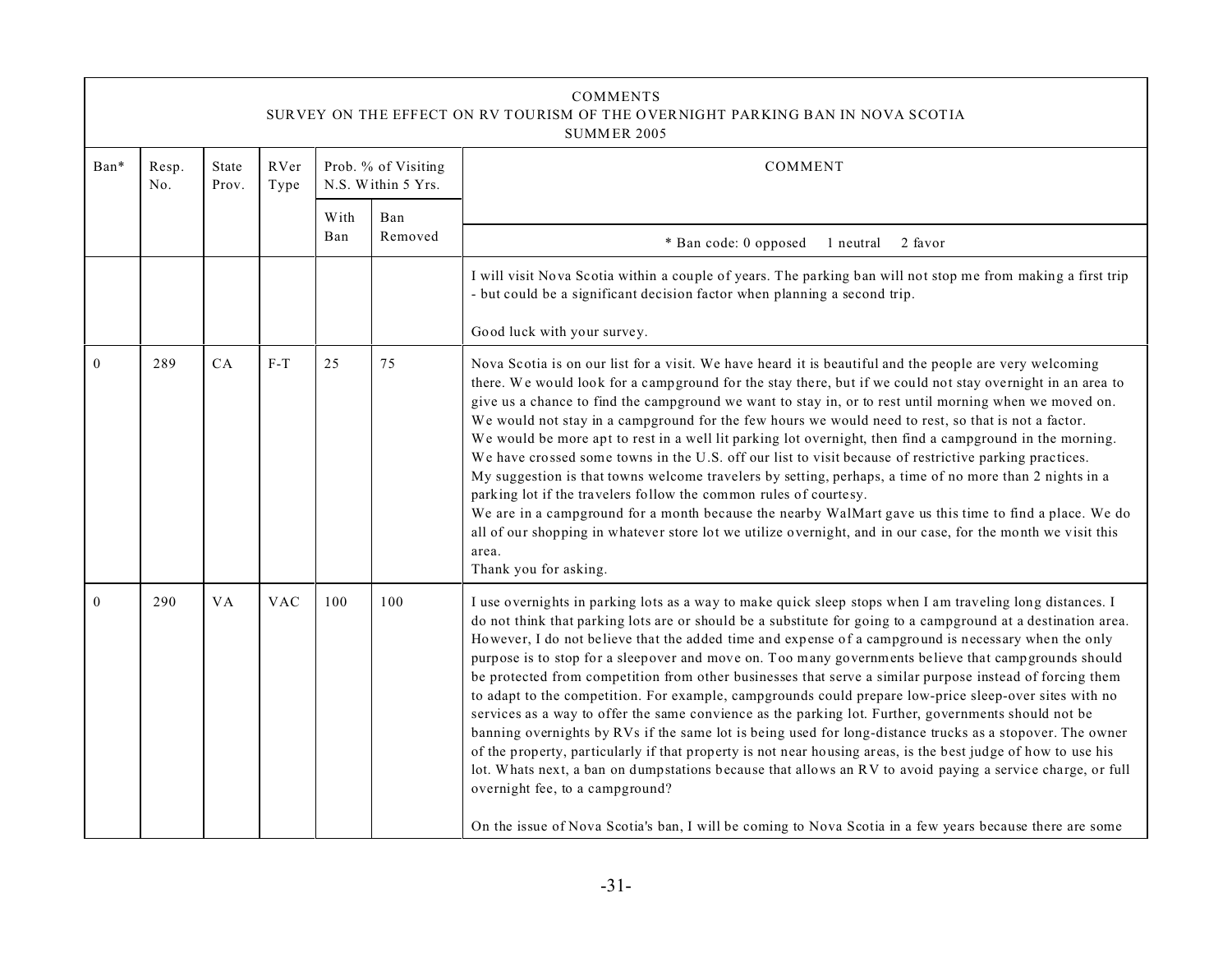| COMMENTS<br>SURVEY ON THE EFFECT ON RV TOURISM OF THE OVERNIGHT PARKING BAN IN NOVA SCOTIA<br>SUMMER 2005 | | | | | | |
|---|---|---|---|---|---|---|
| Ban* | Resp. No. | State Prov. | RVer Type | Prob. % of Visiting N.S. Within 5 Yrs. | | COMMENT |
| | | | | With Ban | Ban Removed | * Ban code: 0 opposed 1 neutral 2 favor |
| | | | | | | I will visit Nova Scotia within a couple of years. The parking ban will not stop me from making a first trip - but could be a significant decision factor when planning a second trip.<br><br>Good luck with your survey. |
| 0 | 289 | CA | F-T | 25 | 75 | Nova Scotia is on our list for a visit. We have heard it is beautiful and the people are very welcoming there. We would look for a campground for the stay there, but if we could not stay overnight in an area to give us a chance to find the campground we want to stay in, or to rest until morning when we moved on. We would not stay in a campground for the few hours we would need to rest, so that is not a factor.<br>We would be more apt to rest in a well lit parking lot overnight, then find a campground in the morning.<br>We have crossed some towns in the U.S. off our list to visit because of restrictive parking practices.<br>My suggestion is that towns welcome travelers by setting, perhaps, a time of no more than 2 nights in a parking lot if the travelers follow the common rules of courtesy.<br>We are in a campground for a month because the nearby WalMart gave us this time to find a place. We do all of our shopping in whatever store lot we utilize overnight, and in our case, for the month we visit this area.<br>Thank you for asking. |
| 0 | 290 | VA | VAC | 100 | 100 | I use overnights in parking lots as a way to make quick sleep stops when I am traveling long distances. I do not think that parking lots are or should be a substitute for going to a campground at a destination area. However, I do not believe that the added time and expense of a campground is necessary when the only purpose is to stop for a sleepover and move on. Too many governments believe that campgrounds should be protected from competition from other businesses that serve a similar purpose instead of forcing them to adapt to the competition. For example, campgrounds could prepare low-price sleep-over sites with no services as a way to offer the same convience as the parking lot. Further, governments should not be banning overnights by RVs if the same lot is being used for long-distance trucks as a stopover. The owner of the property, particularly if that property is not near housing areas, is the best judge of how to use his lot. Whats next, a ban on dumpstations because that allows an RV to avoid paying a service charge, or full overnight fee, to a campground?<br><br>On the issue of Nova Scotia's ban, I will be coming to Nova Scotia in a few years because there are some |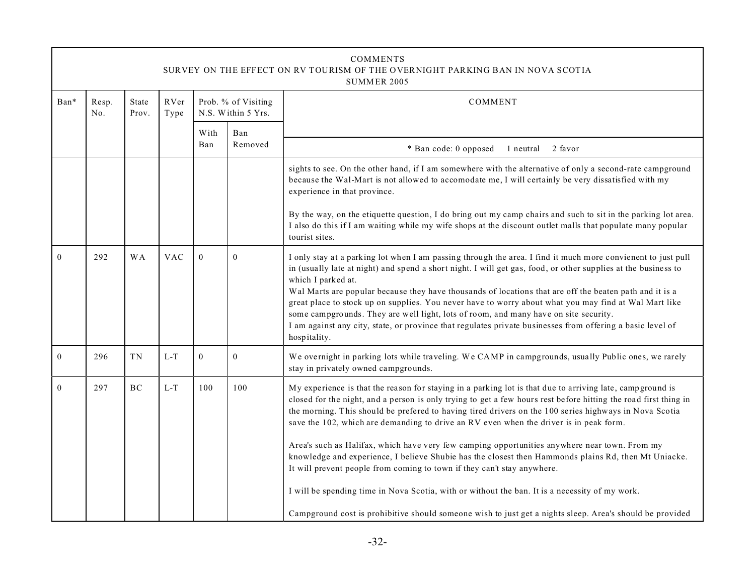COMMENTS
SURVEY ON THE EFFECT ON RV TOURISM OF THE OVERNIGHT PARKING BAN IN NOVA SCOTIA
SUMMER 2005

| Ban* | Resp. No. | State Prov. | RVer Type | Prob. % of Visiting N.S. Within 5 Yrs. | | COMMENT |
|---|---|---|---|---|---|---|
| | | | | With Ban | Ban Removed | * Ban code: 0 opposed 1 neutral 2 favor |
| | | | | | | sights to see. On the other hand, if I am somewhere with the alternative of only a second-rate campground because the Wal-Mart is not allowed to accomodate me, I will certainly be very dissatisfied with my experience in that province.<br><br>By the way, on the etiquette question, I do bring out my camp chairs and such to sit in the parking lot area. I also do this if I am waiting while my wife shops at the discount outlet malls that populate many popular tourist sites. |
| 0 | 292 | WA | VAC | 0 | 0 | I only stay at a parking lot when I am passing through the area. I find it much more convienent to just pull in (usually late at night) and spend a short night. I will get gas, food, or other supplies at the business to which I parked at.<br>Wal Marts are popular because they have thousands of locations that are off the beaten path and it is a great place to stock up on supplies. You never have to worry about what you may find at Wal Mart like some campgrounds. They are well light, lots of room, and many have on site security.<br>I am against any city, state, or province that regulates private businesses from offering a basic level of hospitality. |
| 0 | 296 | TN | L-T | 0 | 0 | We overnight in parking lots while traveling. We CAMP in campgrounds, usually Public ones, we rarely stay in privately owned campgrounds. |
| 0 | 297 | BC | L-T | 100 | 100 | My experience is that the reason for staying in a parking lot is that due to arriving late, campground is closed for the night, and a person is only trying to get a few hours rest before hitting the road first thing in the morning. This should be prefered to having tired drivers on the 100 series highways in Nova Scotia save the 102, which are demanding to drive an RV even when the driver is in peak form.<br><br>Area's such as Halifax, which have very few camping opportunities anywhere near town. From my knowledge and experience, I believe Shubie has the closest then Hammonds plains Rd, then Mt Uniacke. It will prevent people from coming to town if they can't stay anywhere.<br><br>I will be spending time in Nova Scotia, with or without the ban. It is a necessity of my work.<br><br>Campground cost is prohibitive should someone wish to just get a nights sleep. Area's should be provided |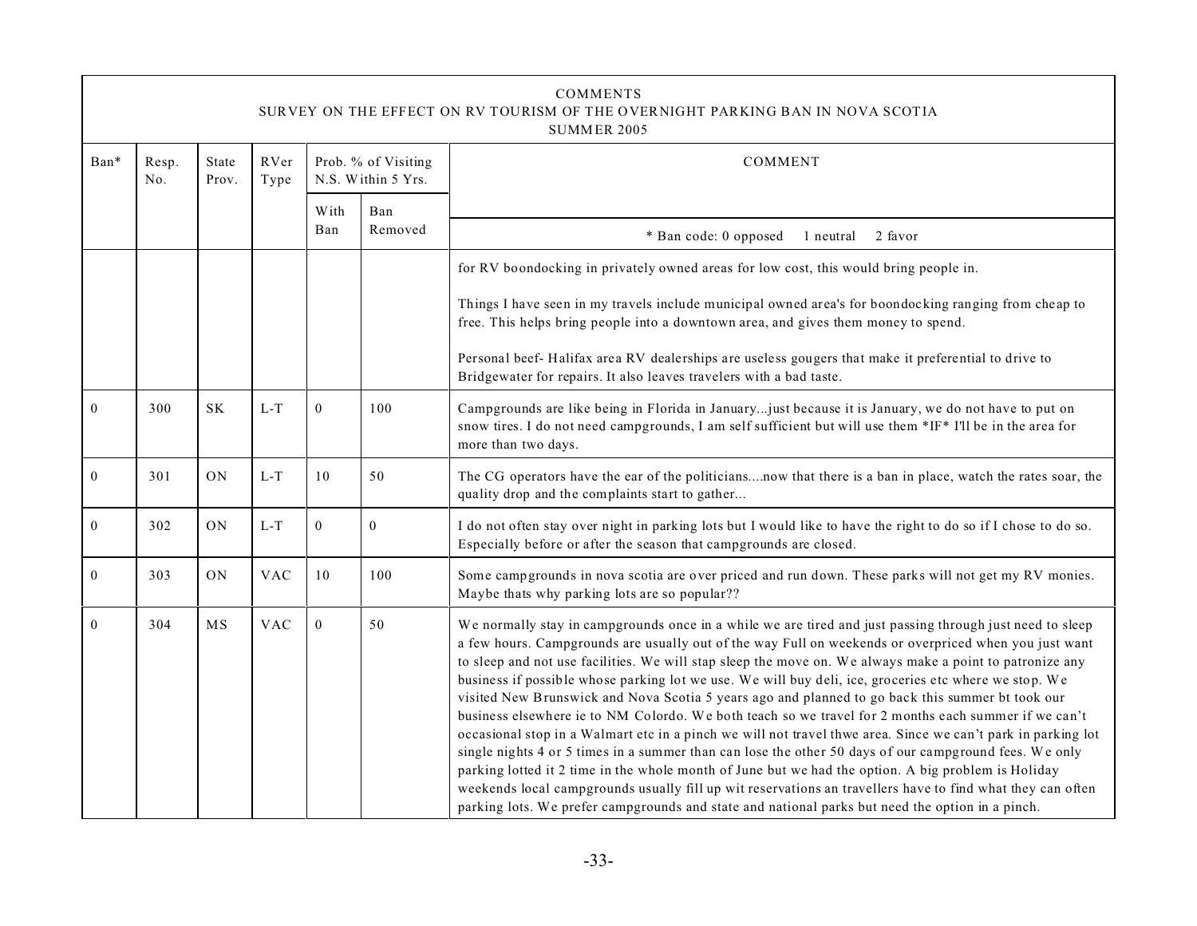COMMENTS
SURVEY ON THE EFFECT ON RV TOURISM OF THE OVERNIGHT PARKING BAN IN NOVA SCOTIA
SUMMER 2005

| Ban* | Resp. No. | State Prov. | RVer Type | Prob. % of Visiting N.S. Within 5 Yrs. | | COMMENT |
|---|---|---|---|---|---|---|
| | | | | With Ban | Ban Removed | * Ban code: 0 opposed 1 neutral 2 favor |
| | | | | | | for RV boondocking in privately owned areas for low cost, this would bring people in. Things I have seen in my travels include municipal owned area's for boondocking ranging from cheap to free. This helps bring people into a downtown area, and gives them money to spend. Personal beef- Halifax area RV dealerships are useless gougers that make it preferential to drive to Bridgewater for repairs. It also leaves travelers with a bad taste. |
| 0 | 300 | SK | L-T | 0 | 100 | Campgrounds are like being in Florida in January...just because it is January, we do not have to put on snow tires. I do not need campgrounds, I am self sufficient but will use them *IF* I'll be in the area for more than two days. |
| 0 | 301 | ON | L-T | 10 | 50 | The CG operators have the ear of the politicians....now that there is a ban in place, watch the rates soar, the quality drop and the complaints start to gather... |
| 0 | 302 | ON | L-T | 0 | 0 | I do not often stay over night in parking lots but I would like to have the right to do so if I chose to do so. Especially before or after the season that campgrounds are closed. |
| 0 | 303 | ON | VAC | 10 | 100 | Some campgrounds in nova scotia are over priced and run down. These parks will not get my RV monies. Maybe thats why parking lots are so popular?? |
| 0 | 304 | MS | VAC | 0 | 50 | We normally stay in campgrounds once in a while we are tired and just passing through just need to sleep a few hours. Campgrounds are usually out of the way Full on weekends or overpriced when you just want to sleep and not use facilities. We will stap sleep the move on. We always make a point to patronize any business if possible whose parking lot we use. We will buy deli, ice, groceries etc where we stop. We visited New Brunswick and Nova Scotia 5 years ago and planned to go back this summer bt took our business elsewhere ie to NM Colordo. We both teach so we travel for 2 months each summer if we can't occasional stop in a Walmart etc in a pinch we will not travel thwe area. Since we can't park in parking lot single nights 4 or 5 times in a summer than can lose the other 50 days of our campground fees. We only parking lotted it 2 time in the whole month of June but we had the option. A big problem is Holiday weekends local campgrounds usually fill up wit reservations an travellers have to find what they can often parking lots. We prefer campgrounds and state and national parks but need the option in a pinch. |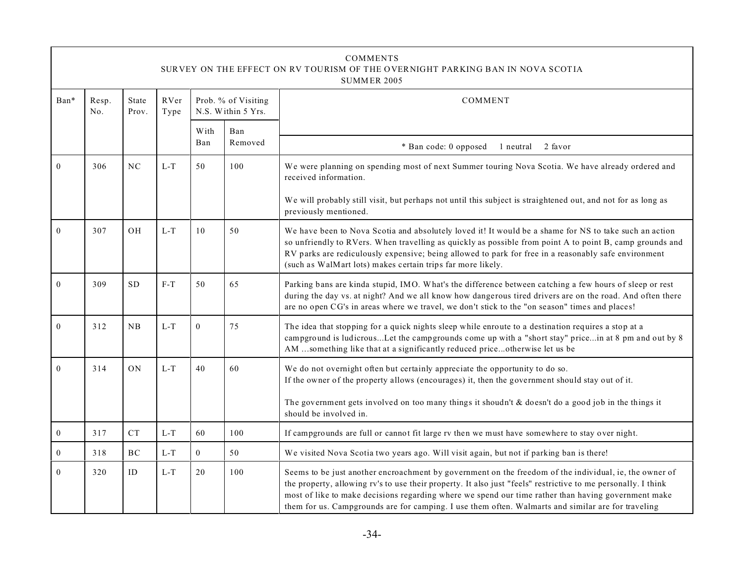COMMENTS
SURVEY ON THE EFFECT ON RV TOURISM OF THE OVERNIGHT PARKING BAN IN NOVA SCOTIA
SUMMER 2005

| Ban* | Resp. No. | State Prov. | RVer Type | Prob. % of Visiting N.S. Within 5 Yrs. | | COMMENT |
|---|---|---|---|---|---|---|
| | | | | With Ban | Ban Removed | * Ban code: 0 opposed 1 neutral 2 favor |
| 0 | 306 | NC | L-T | 50 | 100 | We were planning on spending most of next Summer touring Nova Scotia. We have already ordered and received information.<br><br>We will probably still visit, but perhaps not until this subject is straightened out, and not for as long as previously mentioned. |
| 0 | 307 | OH | L-T | 10 | 50 | We have been to Nova Scotia and absolutely loved it! It would be a shame for NS to take such an action so unfriendly to RVers. When travelling as quickly as possible from point A to point B, camp grounds and RV parks are rediculously expensive; being allowed to park for free in a reasonably safe environment (such as WalMart lots) makes certain trips far more likely. |
| 0 | 309 | SD | F-T | 50 | 65 | Parking bans are kinda stupid, IMO. What's the difference between catching a few hours of sleep or rest during the day vs. at night? And we all know how dangerous tired drivers are on the road. And often there are no open CG's in areas where we travel, we don't stick to the "on season" times and places! |
| 0 | 312 | NB | L-T | 0 | 75 | The idea that stopping for a quick nights sleep while enroute to a destination requires a stop at a campground is ludicrous...Let the campgrounds come up with a "short stay" price...in at 8 pm and out by 8 AM ...something like that at a significantly reduced price...otherwise let us be |
| 0 | 314 | ON | L-T | 40 | 60 | We do not overnight often but certainly appreciate the opportunity to do so.<br>If the owner of the property allows (encourages) it, then the government should stay out of it.<br><br>The government gets involved on too many things it shoudn't & doesn't do a good job in the things it should be involved in. |
| 0 | 317 | CT | L-T | 60 | 100 | If campgrounds are full or cannot fit large rv then we must have somewhere to stay over night. |
| 0 | 318 | BC | L-T | 0 | 50 | We visited Nova Scotia two years ago. Will visit again, but not if parking ban is there! |
| 0 | 320 | ID | L-T | 20 | 100 | Seems to be just another encroachment by government on the freedom of the individual, ie, the owner of the property, allowing rv's to use their property. It also just "feels" restrictive to me personally. I think most of like to make decisions regarding where we spend our time rather than having government make them for us. Campgrounds are for camping. I use them often. Walmarts and similar are for traveling |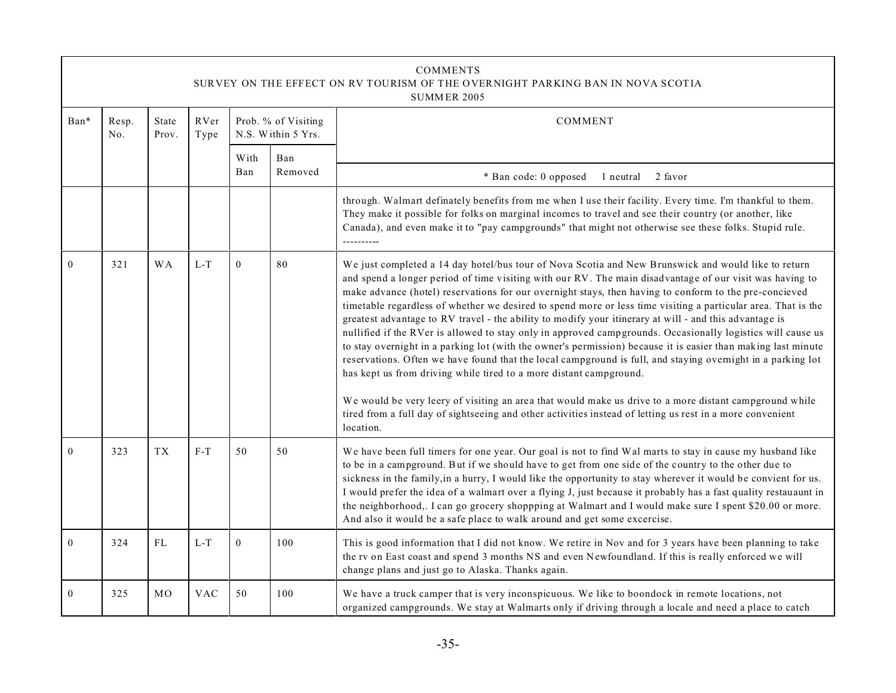COMMENTS
SURVEY ON THE EFFECT ON RV TOURISM OF THE OVERNIGHT PARKING BAN IN NOVA SCOTIA
SUMMER 2005

| Ban* | Resp. No. | State Prov. | RVer Type | Prob. % of Visiting N.S. Within 5 Yrs. | | COMMENT |
|---|---|---|---|---|---|---|
| | | | | With Ban | Ban Removed | * Ban code: 0 opposed 1 neutral 2 favor |
| | | | | | | through. Walmart definately benefits from me when I use their facility. Every time. I'm thankful to them. They make it possible for folks on marginal incomes to travel and see their country (or another, like Canada), and even make it to "pay campgrounds" that might not otherwise see these folks. Stupid rule. ---------- |
| 0 | 321 | WA | L-T | 0 | 80 | We just completed a 14 day hotel/bus tour of Nova Scotia and New Brunswick and would like to return and spend a longer period of time visiting with our RV. The main disadvantage of our visit was having to make advance (hotel) reservations for our overnight stays, then having to conform to the pre-concieved timetable regardless of whether we desired to spend more or less time visiting a particular area. That is the greatest advantage to RV travel - the ability to modify your itinerary at will - and this advantage is nullified if the RVer is allowed to stay only in approved campgrounds. Occasionally logistics will cause us to stay overnight in a parking lot (with the owner's permission) because it is easier than making last minute reservations. Often we have found that the local campground is full, and staying overnight in a parking lot has kept us from driving while tired to a more distant campground.<br><br>We would be very leery of visiting an area that would make us drive to a more distant campground while tired from a full day of sightseeing and other activities instead of letting us rest in a more convenient location. |
| 0 | 323 | TX | F-T | 50 | 50 | We have been full timers for one year. Our goal is not to find Wal marts to stay in cause my husband like to be in a campground. But if we should have to get from one side of the country to the other due to sickness in the family,in a hurry, I would like the opportunity to stay wherever it would be convient for us. I would prefer the idea of a walmart over a flying J, just because it probably has a fast quality restauaunt in the neighborhood,. I can go grocery shoppping at Walmart and I would make sure I spent $20.00 or more. And also it would be a safe place to walk around and get some excercise. |
| 0 | 324 | FL | L-T | 0 | 100 | This is good information that I did not know. We retire in Nov and for 3 years have been planning to take the rv on East coast and spend 3 months NS and even Newfoundland. If this is really enforced we will change plans and just go to Alaska. Thanks again. |
| 0 | 325 | MO | VAC | 50 | 100 | We have a truck camper that is very inconspicuous. We like to boondock in remote locations, not organized campgrounds. We stay at Walmarts only if driving through a locale and need a place to catch |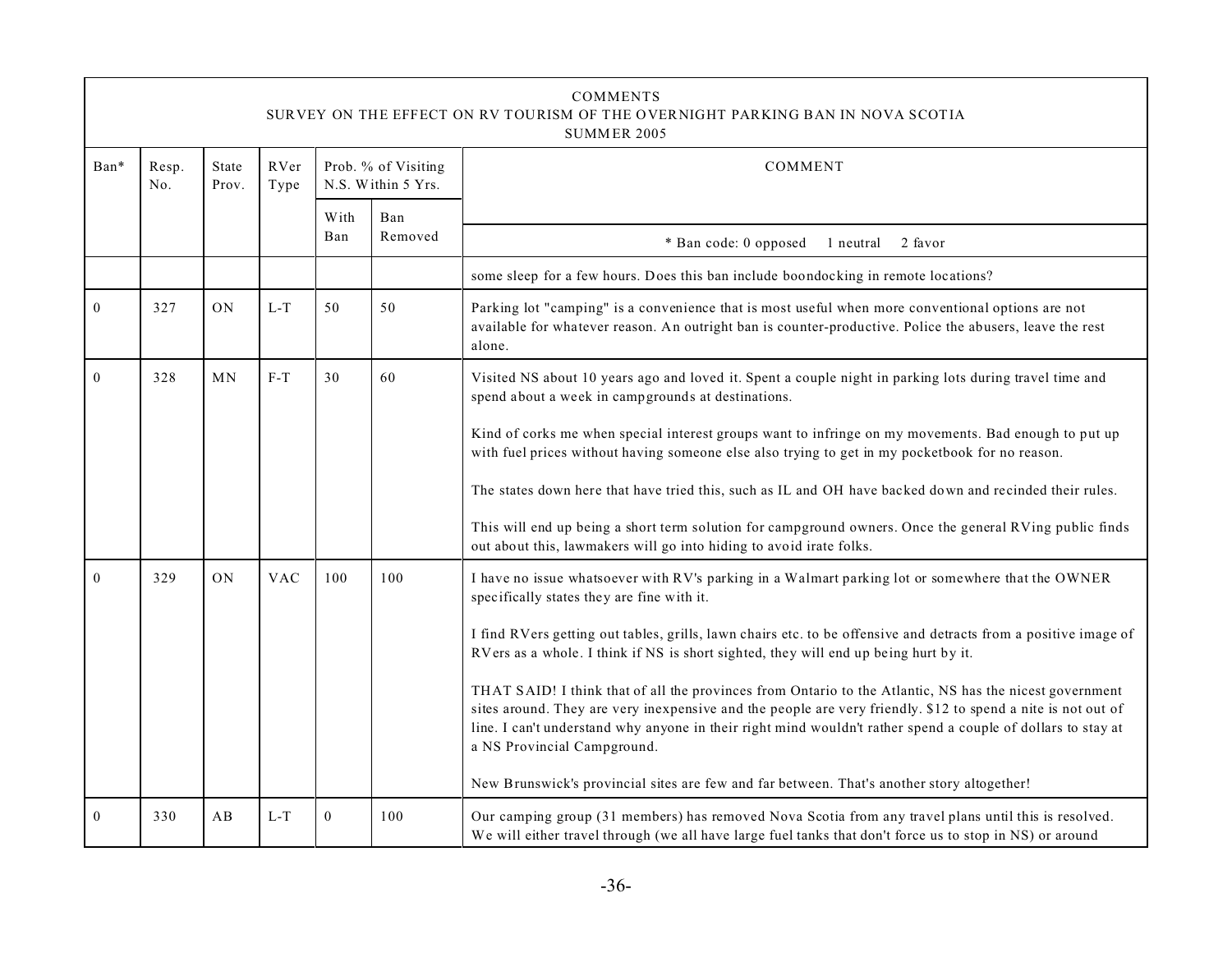COMMENTS
SURVEY ON THE EFFECT ON RV TOURISM OF THE OVERNIGHT PARKING BAN IN NOVA SCOTIA
SUMMER 2005

| Ban* | Resp. No. | State Prov. | RVer Type | Prob. % of Visiting N.S. Within 5 Yrs. | | COMMENT |
|---|---|---|---|---|---|---|
| | | | | With Ban | Ban Removed | * Ban code: 0 opposed 1 neutral 2 favor |
| | | | | | | some sleep for a few hours. Does this ban include boondocking in remote locations? |
| 0 | 327 | ON | L-T | 50 | 50 | Parking lot "camping" is a convenience that is most useful when more conventional options are not available for whatever reason. An outright ban is counter-productive. Police the abusers, leave the rest alone. |
| 0 | 328 | MN | F-T | 30 | 60 | Visited NS about 10 years ago and loved it. Spent a couple night in parking lots during travel time and spend about a week in campgrounds at destinations.<br><br>Kind of corks me when special interest groups want to infringe on my movements. Bad enough to put up with fuel prices without having someone else also trying to get in my pocketbook for no reason.<br><br>The states down here that have tried this, such as IL and OH have backed down and recinded their rules.<br><br>This will end up being a short term solution for campground owners. Once the general RVing public finds out about this, lawmakers will go into hiding to avoid irate folks. |
| 0 | 329 | ON | VAC | 100 | 100 | I have no issue whatsoever with RV's parking in a Walmart parking lot or somewhere that the OWNER specifically states they are fine with it.<br><br>I find RVers getting out tables, grills, lawn chairs etc. to be offensive and detracts from a positive image of RVers as a whole. I think if NS is short sighted, they will end up being hurt by it.<br><br>THAT SAID! I think that of all the provinces from Ontario to the Atlantic, NS has the nicest government sites around. They are very inexpensive and the people are very friendly. $12 to spend a nite is not out of line. I can't understand why anyone in their right mind wouldn't rather spend a couple of dollars to stay at a NS Provincial Campground.<br><br>New Brunswick's provincial sites are few and far between. That's another story altogether! |
| 0 | 330 | AB | L-T | 0 | 100 | Our camping group (31 members) has removed Nova Scotia from any travel plans until this is resolved. We will either travel through (we all have large fuel tanks that don't force us to stop in NS) or around |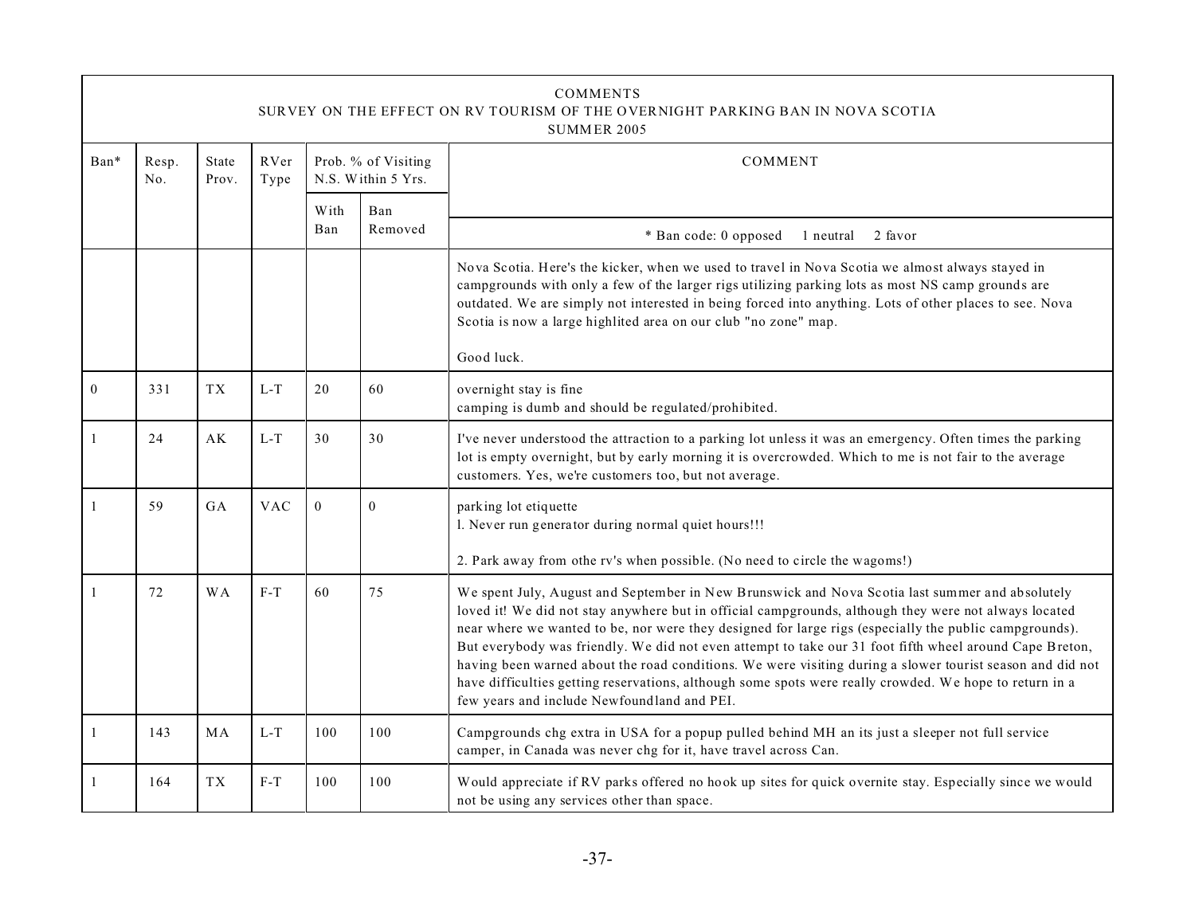COMMENTS
SURVEY ON THE EFFECT ON RV TOURISM OF THE OVERNIGHT PARKING BAN IN NOVA SCOTIA
SUMMER 2005

| Ban* | Resp. No. | State Prov. | RVer Type | Prob. % of Visiting N.S. Within 5 Yrs. | | COMMENT |
|---|---|---|---|---|---|---|
| | | | | With Ban | Ban Removed | * Ban code: 0 opposed 1 neutral 2 favor |
| | | | | | | Nova Scotia. Here's the kicker, when we used to travel in Nova Scotia we almost always stayed in campgrounds with only a few of the larger rigs utilizing parking lots as most NS camp grounds are outdated. We are simply not interested in being forced into anything. Lots of other places to see. Nova Scotia is now a large highlited area on our club "no zone" map.<br><br>Good luck. |
| 0 | 331 | TX | L-T | 20 | 60 | overnight stay is fine<br>camping is dumb and should be regulated/prohibited. |
| 1 | 24 | AK | L-T | 30 | 30 | I've never understood the attraction to a parking lot unless it was an emergency. Often times the parking lot is empty overnight, but by early morning it is overcrowded. Which to me is not fair to the average customers. Yes, we're customers too, but not average. |
| 1 | 59 | GA | VAC | 0 | 0 | parking lot etiquette<br>l. Never run generator during normal quiet hours!!!<br><br>2. Park away from othe rv's when possible. (No need to circle the wagoms!) |
| 1 | 72 | WA | F-T | 60 | 75 | We spent July, August and September in New Brunswick and Nova Scotia last summer and absolutely loved it! We did not stay anywhere but in official campgrounds, although they were not always located near where we wanted to be, nor were they designed for large rigs (especially the public campgrounds). But everybody was friendly. We did not even attempt to take our 31 foot fifth wheel around Cape Breton, having been warned about the road conditions. We were visiting during a slower tourist season and did not have difficulties getting reservations, although some spots were really crowded. We hope to return in a few years and include Newfoundland and PEI. |
| 1 | 143 | MA | L-T | 100 | 100 | Campgrounds chg extra in USA for a popup pulled behind MH an its just a sleeper not full service camper, in Canada was never chg for it, have travel across Can. |
| 1 | 164 | TX | F-T | 100 | 100 | Would appreciate if RV parks offered no hook up sites for quick overnite stay. Especially since we would not be using any services other than space. |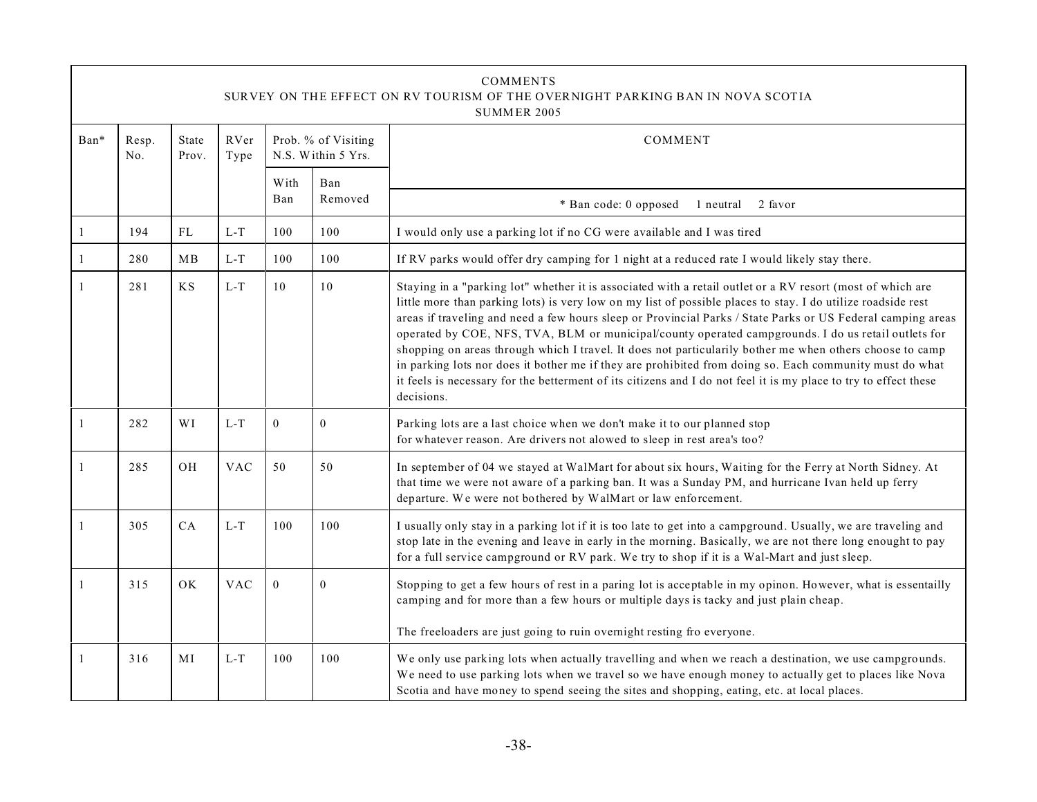COMMENTS
SURVEY ON THE EFFECT ON RV TOURISM OF THE OVERNIGHT PARKING BAN IN NOVA SCOTIA
SUMMER 2005

| Ban* | Resp. No. | State Prov. | RVer Type | Prob. % of Visiting N.S. Within 5 Yrs. | | COMMENT |
|---|---|---|---|---|---|---|
| | | | | With Ban | Ban Removed | * Ban code: 0 opposed 1 neutral 2 favor |
| 1 | 194 | FL | L-T | 100 | 100 | I would only use a parking lot if no CG were available and I was tired |
| 1 | 280 | MB | L-T | 100 | 100 | If RV parks would offer dry camping for 1 night at a reduced rate I would likely stay there. |
| 1 | 281 | KS | L-T | 10 | 10 | Staying in a "parking lot" whether it is associated with a retail outlet or a RV resort (most of which are little more than parking lots) is very low on my list of possible places to stay. I do utilize roadside rest areas if traveling and need a few hours sleep or Provincial Parks / State Parks or US Federal camping areas operated by COE, NFS, TVA, BLM or municipal/county operated campgrounds. I do us retail outlets for shopping on areas through which I travel. It does not particularily bother me when others choose to camp in parking lots nor does it bother me if they are prohibited from doing so. Each community must do what it feels is necessary for the betterment of its citizens and I do not feel it is my place to try to effect these decisions. |
| 1 | 282 | WI | L-T | 0 | 0 | Parking lots are a last choice when we don't make it to our planned stop for whatever reason. Are drivers not alowed to sleep in rest area's too? |
| 1 | 285 | OH | VAC | 50 | 50 | In september of 04 we stayed at WalMart for about six hours, Waiting for the Ferry at North Sidney. At that time we were not aware of a parking ban. It was a Sunday PM, and hurricane Ivan held up ferry departure. We were not bothered by WalMart or law enforcement. |
| 1 | 305 | CA | L-T | 100 | 100 | I usually only stay in a parking lot if it is too late to get into a campground. Usually, we are traveling and stop late in the evening and leave in early in the morning. Basically, we are not there long enought to pay for a full service campground or RV park. We try to shop if it is a Wal-Mart and just sleep. |
| 1 | 315 | OK | VAC | 0 | 0 | Stopping to get a few hours of rest in a paring lot is acceptable in my opinon. However, what is essentailly camping and for more than a few hours or multiple days is tacky and just plain cheap. The freeloaders are just going to ruin overnight resting fro everyone. |
| 1 | 316 | MI | L-T | 100 | 100 | We only use parking lots when actually travelling and when we reach a destination, we use campgrounds. We need to use parking lots when we travel so we have enough money to actually get to places like Nova Scotia and have money to spend seeing the sites and shopping, eating, etc. at local places. |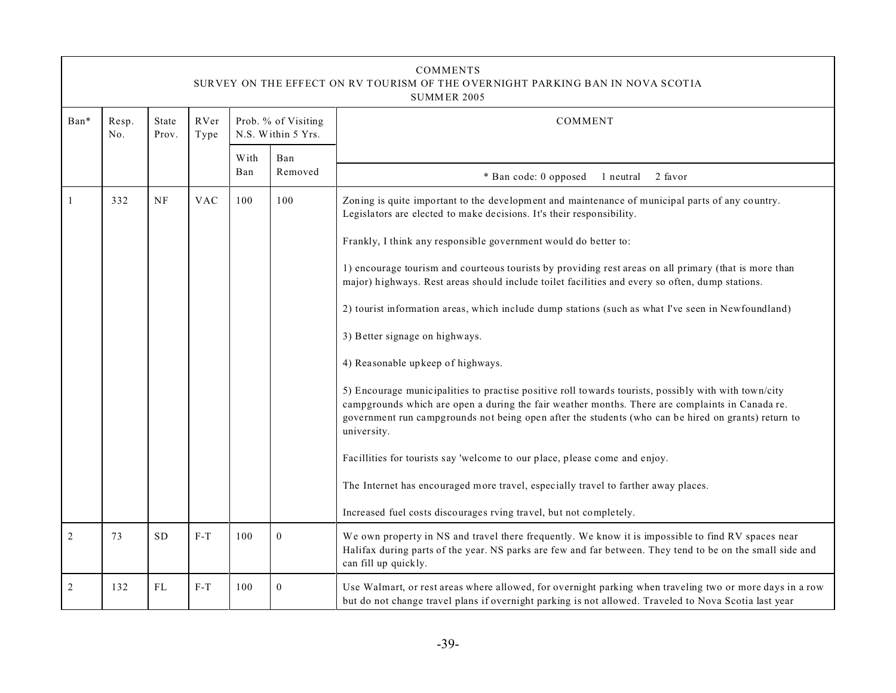COMMENTS
SURVEY ON THE EFFECT ON RV TOURISM OF THE OVERNIGHT PARKING BAN IN NOVA SCOTIA
SUMMER 2005

| Ban* | Resp. No. | State Prov. | RVer Type | Prob. % of Visiting N.S. Within 5 Yrs. | | COMMENT |
|---|---|---|---|---|---|---|
| | | | | With Ban | Ban Removed | * Ban code: 0 opposed 1 neutral 2 favor |
| 1 | 332 | NF | VAC | 100 | 100 | Zoning is quite important to the development and maintenance of municipal parts of any country. Legislators are elected to make decisions. It's their responsibility.<br><br>Frankly, I think any responsible government would do better to:<br><br>1) encourage tourism and courteous tourists by providing rest areas on all primary (that is more than major) highways. Rest areas should include toilet facilities and every so often, dump stations.<br><br>2) tourist information areas, which include dump stations (such as what I've seen in Newfoundland)<br><br>3) Better signage on highways.<br><br>4) Reasonable upkeep of highways.<br><br>5) Encourage municipalities to practise positive roll towards tourists, possibly with with town/city campgrounds which are open a during the fair weather months. There are complaints in Canada re. government run campgrounds not being open after the students (who can be hired on grants) return to university.<br><br>Facillities for tourists say 'welcome to our place, please come and enjoy.<br><br>The Internet has encouraged more travel, especially travel to farther away places.<br><br>Increased fuel costs discourages rving travel, but not completely. |
| 2 | 73 | SD | F-T | 100 | 0 | We own property in NS and travel there frequently. We know it is impossible to find RV spaces near Halifax during parts of the year. NS parks are few and far between. They tend to be on the small side and can fill up quickly. |
| 2 | 132 | FL | F-T | 100 | 0 | Use Walmart, or rest areas where allowed, for overnight parking when traveling two or more days in a row but do not change travel plans if overnight parking is not allowed. Traveled to Nova Scotia last year |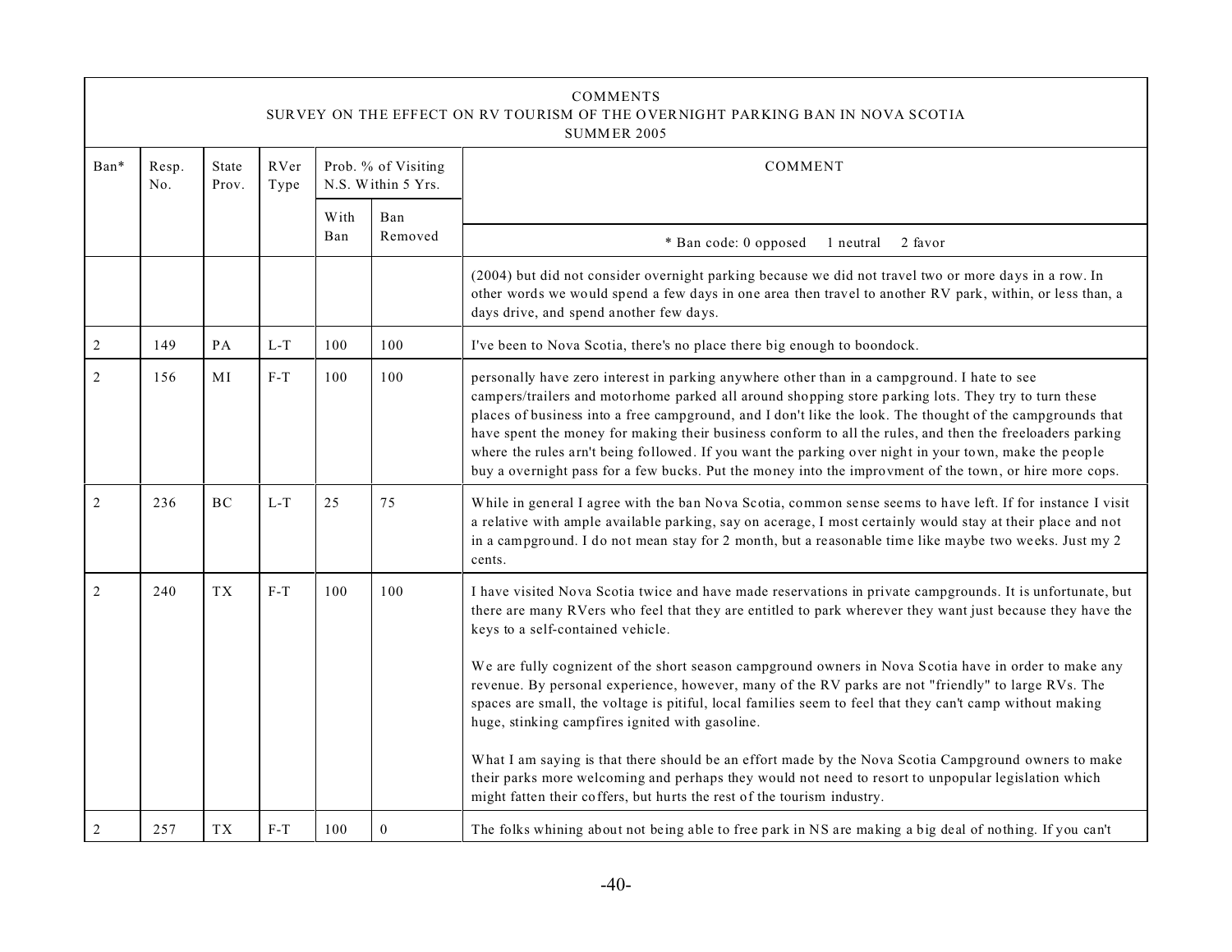COMMENTS
SURVEY ON THE EFFECT ON RV TOURISM OF THE OVERNIGHT PARKING BAN IN NOVA SCOTIA
SUMMER 2005

| Ban* | Resp. No. | State Prov. | RVer Type | Prob. % of Visiting N.S. Within 5 Yrs. | | COMMENT |
|---|---|---|---|---|---|---|
| | | | | With Ban | Ban Removed | * Ban code: 0 opposed 1 neutral 2 favor |
| | | | | | | (2004) but did not consider overnight parking because we did not travel two or more days in a row. In other words we would spend a few days in one area then travel to another RV park, within, or less than, a days drive, and spend another few days. |
| 2 | 149 | PA | L-T | 100 | 100 | I've been to Nova Scotia, there's no place there big enough to boondock. |
| 2 | 156 | MI | F-T | 100 | 100 | personally have zero interest in parking anywhere other than in a campground. I hate to see campers/trailers and motorhome parked all around shopping store parking lots. They try to turn these places of business into a free campground, and I don't like the look. The thought of the campgrounds that have spent the money for making their business conform to all the rules, and then the freeloaders parking where the rules arn't being followed. If you want the parking over night in your town, make the people buy a overnight pass for a few bucks. Put the money into the improvment of the town, or hire more cops. |
| 2 | 236 | BC | L-T | 25 | 75 | While in general I agree with the ban Nova Scotia, common sense seems to have left. If for instance I visit a relative with ample available parking, say on acerage, I most certainly would stay at their place and not in a campground. I do not mean stay for 2 month, but a reasonable time like maybe two weeks. Just my 2 cents. |
| 2 | 240 | TX | F-T | 100 | 100 | I have visited Nova Scotia twice and have made reservations in private campgrounds. It is unfortunate, but there are many RVers who feel that they are entitled to park wherever they want just because they have the keys to a self-contained vehicle.<br><br>We are fully cognizent of the short season campground owners in Nova Scotia have in order to make any revenue. By personal experience, however, many of the RV parks are not "friendly" to large RVs. The spaces are small, the voltage is pitiful, local families seem to feel that they can't camp without making huge, stinking campfires ignited with gasoline.<br><br>What I am saying is that there should be an effort made by the Nova Scotia Campground owners to make their parks more welcoming and perhaps they would not need to resort to unpopular legislation which might fatten their coffers, but hurts the rest of the tourism industry. |
| 2 | 257 | TX | F-T | 100 | 0 | The folks whining about not being able to free park in NS are making a big deal of nothing. If you can't |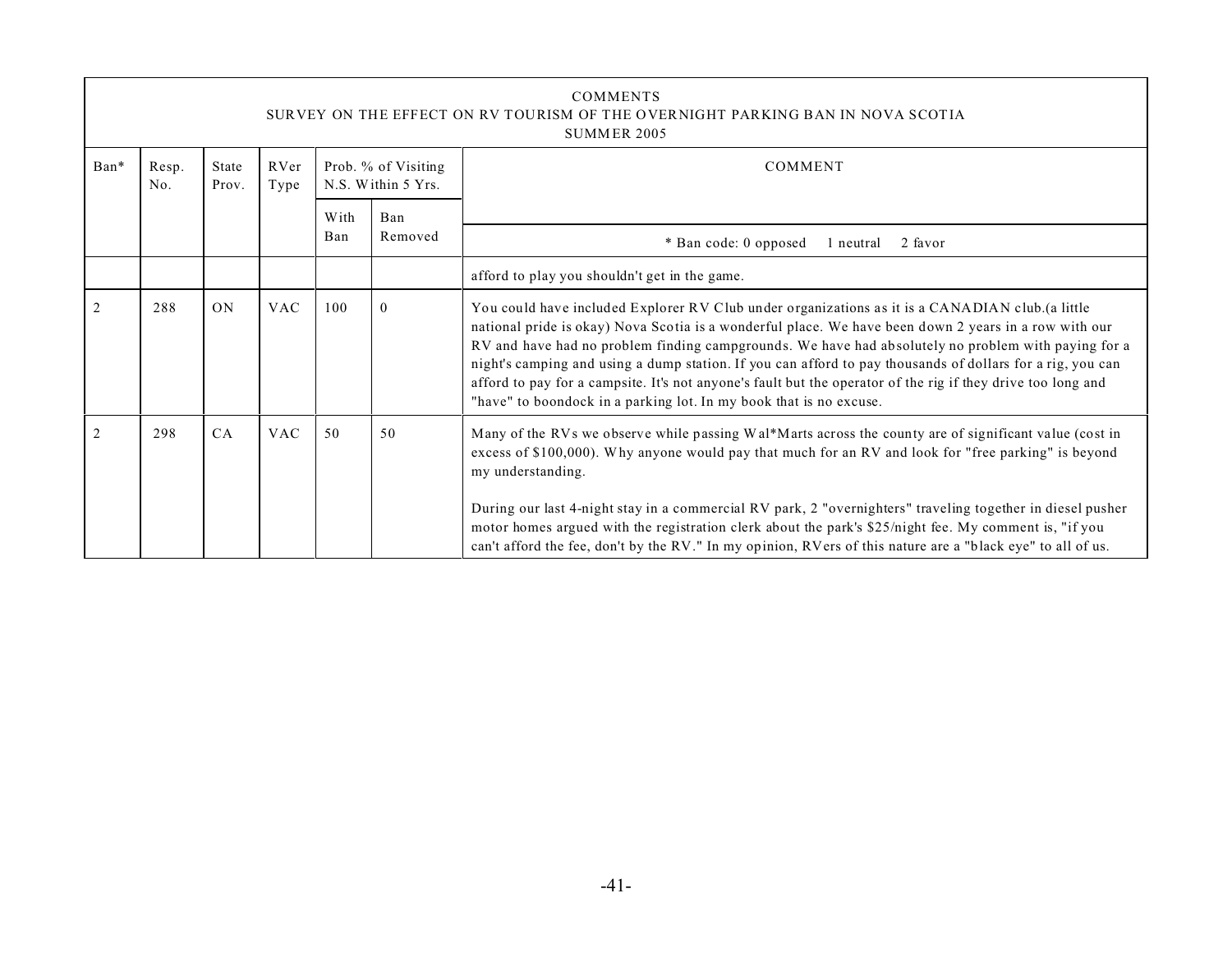COMMENTS
SURVEY ON THE EFFECT ON RV TOURISM OF THE OVERNIGHT PARKING BAN IN NOVA SCOTIA
SUMMER 2005

| Ban* | Resp. No. | State Prov. | RVer Type | Prob. % of Visiting N.S. Within 5 Yrs. | | COMMENT |
|---|---|---|---|---|---|---|
| | | | | With Ban | Ban Removed | * Ban code: 0 opposed 1 neutral 2 favor |
| | | | | | | afford to play you shouldn't get in the game. |
| 2 | 288 | ON | VAC | 100 | 0 | You could have included Explorer RV Club under organizations as it is a CANADIAN club.(a little national pride is okay) Nova Scotia is a wonderful place. We have been down 2 years in a row with our RV and have had no problem finding campgrounds. We have had absolutely no problem with paying for a night's camping and using a dump station. If you can afford to pay thousands of dollars for a rig, you can afford to pay for a campsite. It's not anyone's fault but the operator of the rig if they drive too long and "have" to boondock in a parking lot. In my book that is no excuse. |
| 2 | 298 | CA | VAC | 50 | 50 | Many of the RVs we observe while passing Wal*Marts across the county are of significant value (cost in excess of $100,000). Why anyone would pay that much for an RV and look for "free parking" is beyond my understanding.<br><br>During our last 4-night stay in a commercial RV park, 2 "overnighters" traveling together in diesel pusher motor homes argued with the registration clerk about the park's $25/night fee. My comment is, "if you can't afford the fee, don't by the RV." In my opinion, RVers of this nature are a "black eye" to all of us. |